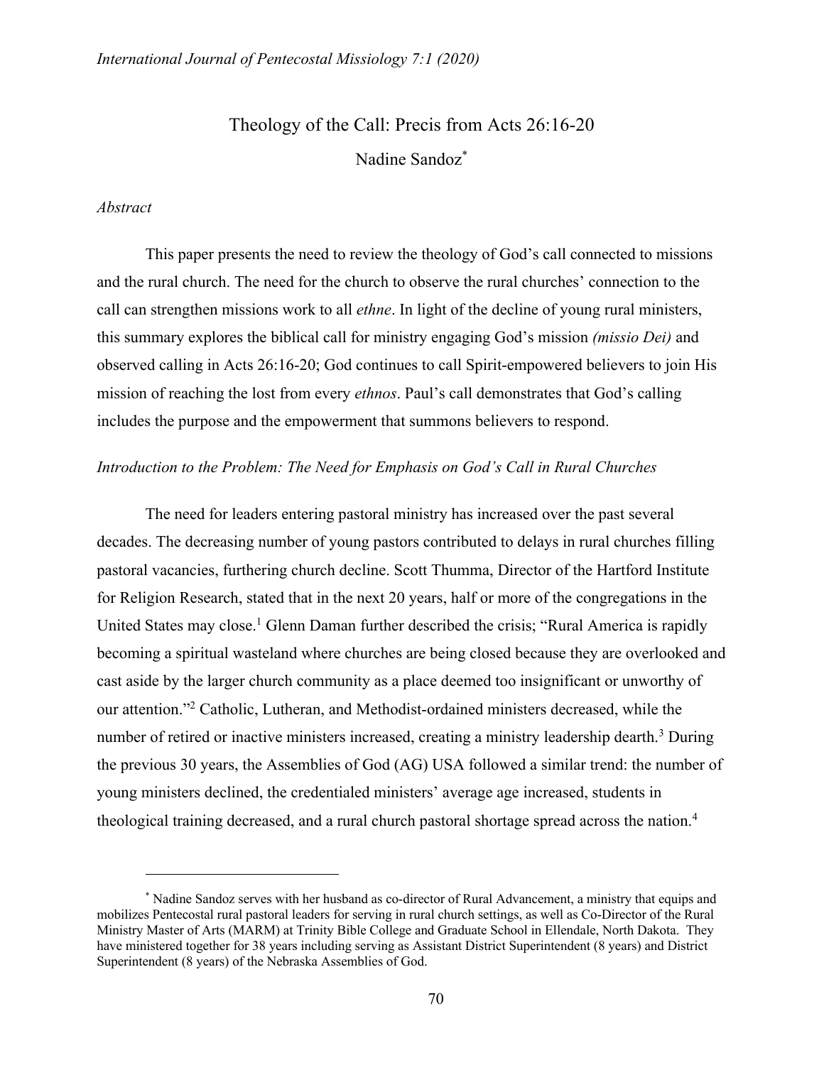# Theology of the Call: Precis from Acts 26:16-20

Nadine Sandoz[*]

*Abstract*

This paper presents the need to review the theology of God's call connected to missions and the rural church. The need for the church to observe the rural churches' connection to the call can strengthen missions work to all *ethne*. In light of the decline of young rural ministers, this summary explores the biblical call for ministry engaging God's mission *(missio Dei)* and observed calling in Acts 26:16-20; God continues to call Spirit-empowered believers to join His mission of reaching the lost from every *ethnos*. Paul's call demonstrates that God's calling includes the purpose and the empowerment that summons believers to respond.

## *Introduction to the Problem: The Need for Emphasis on God's Call in Rural Churches*

The need for leaders entering pastoral ministry has increased over the past several decades. The decreasing number of young pastors contributed to delays in rural churches filling pastoral vacancies, furthering church decline. Scott Thumma, Director of the Hartford Institute for Religion Research, stated that in the next 20 years, half or more of the congregations in the United States may close.[1] Glenn Daman further described the crisis; "Rural America is rapidly becoming a spiritual wasteland where churches are being closed because they are overlooked and cast aside by the larger church community as a place deemed too insignificant or unworthy of our attention."[2] Catholic, Lutheran, and Methodist-ordained ministers decreased, while the number of retired or inactive ministers increased, creating a ministry leadership dearth.[3] During the previous 30 years, the Assemblies of God (AG) USA followed a similar trend: the number of young ministers declined, the credentialed ministers' average age increased, students in theological training decreased, and a rural church pastoral shortage spread across the nation.[4]

---

[*] Nadine Sandoz serves with her husband as co-director of Rural Advancement, a ministry that equips and mobilizes Pentecostal rural pastoral leaders for serving in rural church settings, as well as Co-Director of the Rural Ministry Master of Arts (MARM) at Trinity Bible College and Graduate School in Ellendale, North Dakota. They have ministered together for 38 years including serving as Assistant District Superintendent (8 years) and District Superintendent (8 years) of the Nebraska Assemblies of God.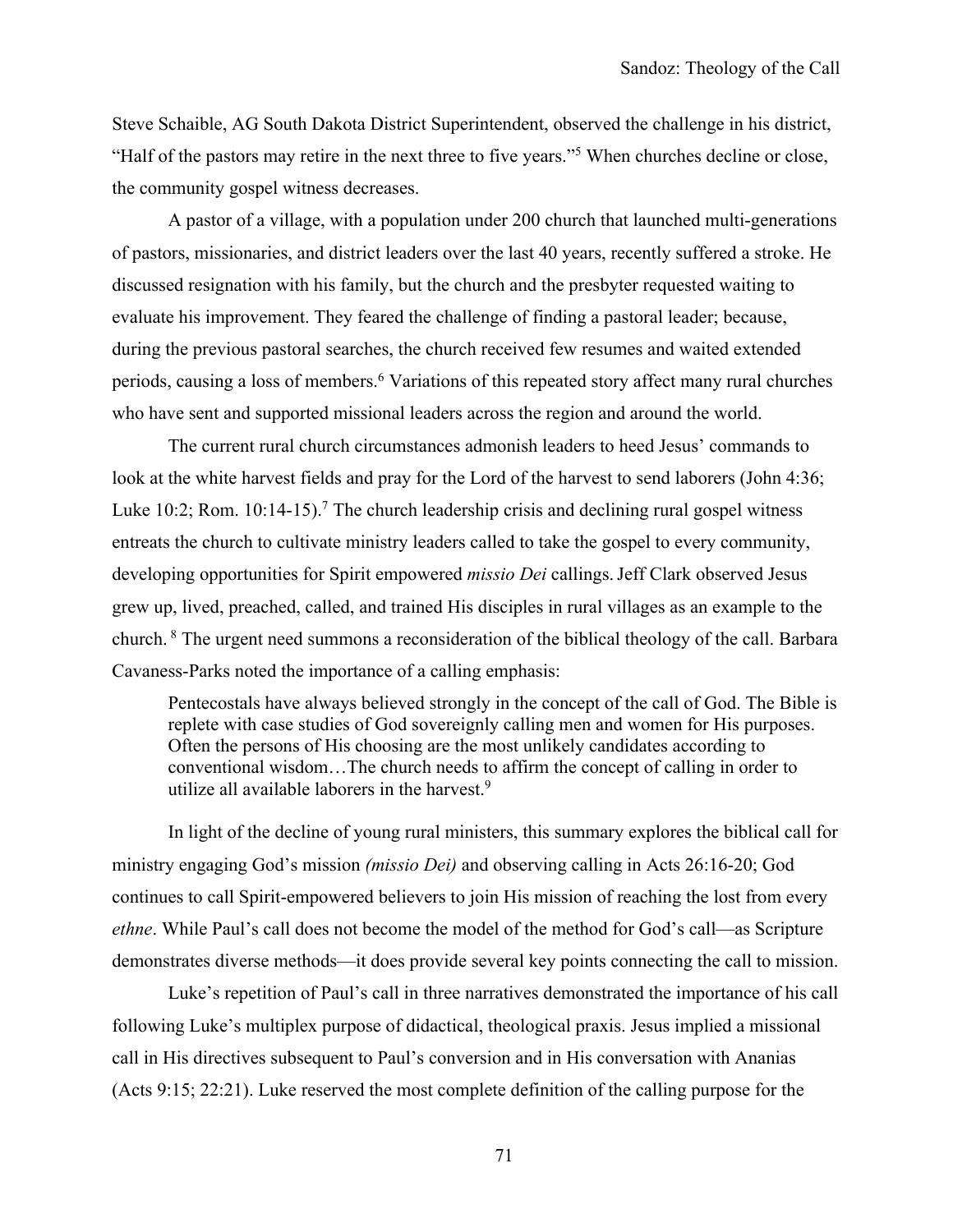Steve Schaible, AG South Dakota District Superintendent, observed the challenge in his district, "Half of the pastors may retire in the next three to five years."[5] When churches decline or close, the community gospel witness decreases.

A pastor of a village, with a population under 200 church that launched multi-generations of pastors, missionaries, and district leaders over the last 40 years, recently suffered a stroke. He discussed resignation with his family, but the church and the presbyter requested waiting to evaluate his improvement. They feared the challenge of finding a pastoral leader; because, during the previous pastoral searches, the church received few resumes and waited extended periods, causing a loss of members.[6] Variations of this repeated story affect many rural churches who have sent and supported missional leaders across the region and around the world.

The current rural church circumstances admonish leaders to heed Jesus' commands to look at the white harvest fields and pray for the Lord of the harvest to send laborers (John 4:36; Luke 10:2; Rom. 10:14-15).[7] The church leadership crisis and declining rural gospel witness entreats the church to cultivate ministry leaders called to take the gospel to every community, developing opportunities for Spirit empowered *missio Dei* callings. Jeff Clark observed Jesus grew up, lived, preached, called, and trained His disciples in rural villages as an example to the church. [8] The urgent need summons a reconsideration of the biblical theology of the call. Barbara Cavaness-Parks noted the importance of a calling emphasis:

> Pentecostals have always believed strongly in the concept of the call of God. The Bible is replete with case studies of God sovereignly calling men and women for His purposes. Often the persons of His choosing are the most unlikely candidates according to conventional wisdom…The church needs to affirm the concept of calling in order to utilize all available laborers in the harvest.[9]

In light of the decline of young rural ministers, this summary explores the biblical call for ministry engaging God's mission *(missio Dei)* and observing calling in Acts 26:16-20; God continues to call Spirit-empowered believers to join His mission of reaching the lost from every *ethne*. While Paul's call does not become the model of the method for God's call—as Scripture demonstrates diverse methods—it does provide several key points connecting the call to mission.

Luke's repetition of Paul's call in three narratives demonstrated the importance of his call following Luke's multiplex purpose of didactical, theological praxis. Jesus implied a missional call in His directives subsequent to Paul's conversion and in His conversation with Ananias (Acts 9:15; 22:21). Luke reserved the most complete definition of the calling purpose for the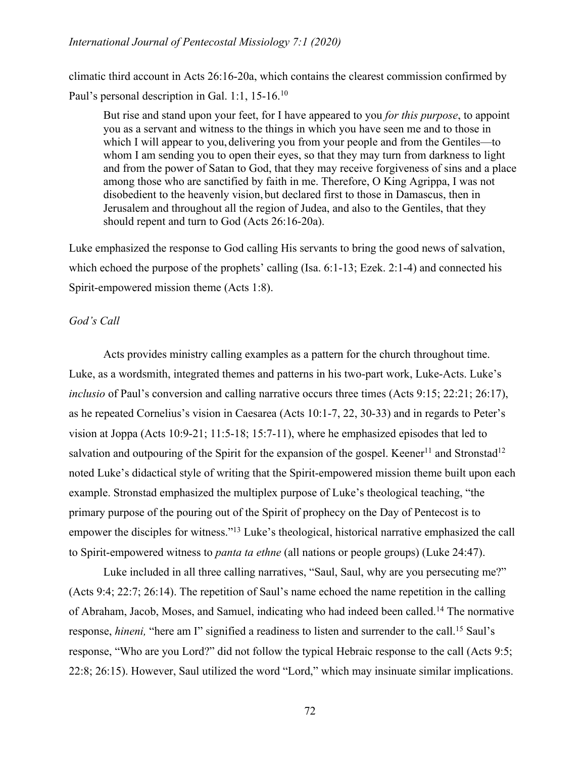climatic third account in Acts 26:16-20a, which contains the clearest commission confirmed by Paul's personal description in Gal. 1:1, 15-16.[10]

> But rise and stand upon your feet, for I have appeared to you *for this purpose*, to appoint you as a servant and witness to the things in which you have seen me and to those in which I will appear to you, delivering you from your people and from the Gentiles—to whom I am sending you to open their eyes, so that they may turn from darkness to light and from the power of Satan to God, that they may receive forgiveness of sins and a place among those who are sanctified by faith in me. Therefore, O King Agrippa, I was not disobedient to the heavenly vision, but declared first to those in Damascus, then in Jerusalem and throughout all the region of Judea, and also to the Gentiles, that they should repent and turn to God (Acts 26:16-20a).

Luke emphasized the response to God calling His servants to bring the good news of salvation, which echoed the purpose of the prophets' calling (Isa. 6:1-13; Ezek. 2:1-4) and connected his Spirit-empowered mission theme (Acts 1:8).

*God's Call*

Acts provides ministry calling examples as a pattern for the church throughout time. Luke, as a wordsmith, integrated themes and patterns in his two-part work, Luke-Acts. Luke's *inclusio* of Paul's conversion and calling narrative occurs three times (Acts 9:15; 22:21; 26:17), as he repeated Cornelius's vision in Caesarea (Acts 10:1-7, 22, 30-33) and in regards to Peter's vision at Joppa (Acts 10:9-21; 11:5-18; 15:7-11), where he emphasized episodes that led to salvation and outpouring of the Spirit for the expansion of the gospel. Keener[11] and Stronstad[12] noted Luke's didactical style of writing that the Spirit-empowered mission theme built upon each example. Stronstad emphasized the multiplex purpose of Luke's theological teaching, "the primary purpose of the pouring out of the Spirit of prophecy on the Day of Pentecost is to empower the disciples for witness."[13] Luke's theological, historical narrative emphasized the call to Spirit-empowered witness to *panta ta ethne* (all nations or people groups) (Luke 24:47).

Luke included in all three calling narratives, "Saul, Saul, why are you persecuting me?" (Acts 9:4; 22:7; 26:14). The repetition of Saul's name echoed the name repetition in the calling of Abraham, Jacob, Moses, and Samuel, indicating who had indeed been called.[14] The normative response, *hineni,* "here am I" signified a readiness to listen and surrender to the call.[15] Saul's response, "Who are you Lord?" did not follow the typical Hebraic response to the call (Acts 9:5; 22:8; 26:15). However, Saul utilized the word "Lord," which may insinuate similar implications.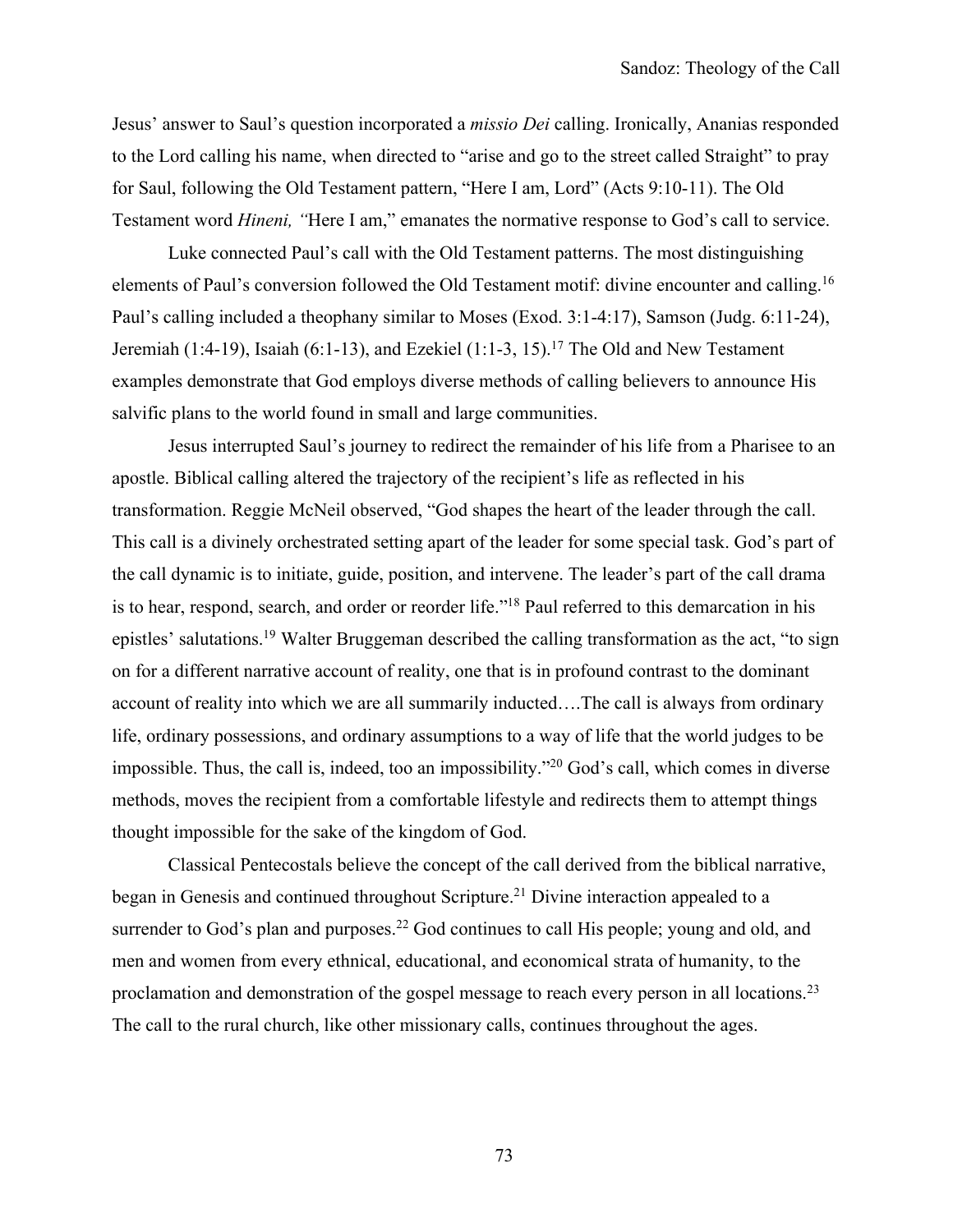Jesus' answer to Saul's question incorporated a *missio Dei* calling. Ironically, Ananias responded to the Lord calling his name, when directed to "arise and go to the street called Straight" to pray for Saul, following the Old Testament pattern, "Here I am, Lord" (Acts 9:10-11). The Old Testament word *Hineni, "*Here I am," emanates the normative response to God's call to service.

Luke connected Paul's call with the Old Testament patterns. The most distinguishing elements of Paul's conversion followed the Old Testament motif: divine encounter and calling.[16] Paul's calling included a theophany similar to Moses (Exod. 3:1-4:17), Samson (Judg. 6:11-24), Jeremiah (1:4-19), Isaiah (6:1-13), and Ezekiel (1:1-3, 15).[17] The Old and New Testament examples demonstrate that God employs diverse methods of calling believers to announce His salvific plans to the world found in small and large communities.

Jesus interrupted Saul's journey to redirect the remainder of his life from a Pharisee to an apostle. Biblical calling altered the trajectory of the recipient's life as reflected in his transformation. Reggie McNeil observed, "God shapes the heart of the leader through the call. This call is a divinely orchestrated setting apart of the leader for some special task. God's part of the call dynamic is to initiate, guide, position, and intervene. The leader's part of the call drama is to hear, respond, search, and order or reorder life."[18] Paul referred to this demarcation in his epistles' salutations.[19] Walter Bruggeman described the calling transformation as the act, "to sign on for a different narrative account of reality, one that is in profound contrast to the dominant account of reality into which we are all summarily inducted….The call is always from ordinary life, ordinary possessions, and ordinary assumptions to a way of life that the world judges to be impossible. Thus, the call is, indeed, too an impossibility."[20] God's call, which comes in diverse methods, moves the recipient from a comfortable lifestyle and redirects them to attempt things thought impossible for the sake of the kingdom of God.

Classical Pentecostals believe the concept of the call derived from the biblical narrative, began in Genesis and continued throughout Scripture.[21] Divine interaction appealed to a surrender to God's plan and purposes.[22] God continues to call His people; young and old, and men and women from every ethnical, educational, and economical strata of humanity, to the proclamation and demonstration of the gospel message to reach every person in all locations.[23] The call to the rural church, like other missionary calls, continues throughout the ages.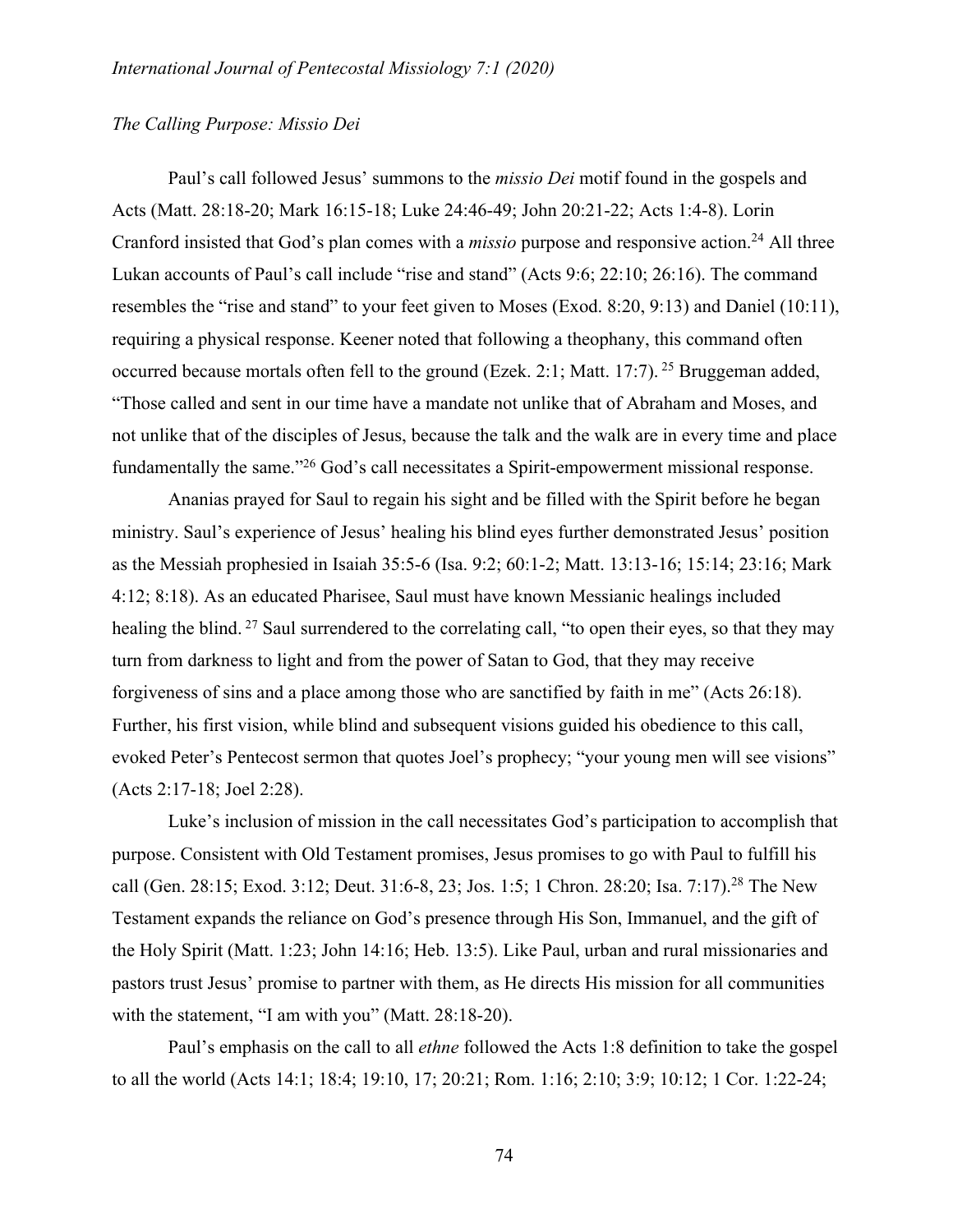*The Calling Purpose: Missio Dei*

Paul's call followed Jesus' summons to the *missio Dei* motif found in the gospels and Acts (Matt. 28:18-20; Mark 16:15-18; Luke 24:46-49; John 20:21-22; Acts 1:4-8). Lorin Cranford insisted that God's plan comes with a *missio* purpose and responsive action.[24] All three Lukan accounts of Paul's call include "rise and stand" (Acts 9:6; 22:10; 26:16). The command resembles the "rise and stand" to your feet given to Moses (Exod. 8:20, 9:13) and Daniel (10:11), requiring a physical response. Keener noted that following a theophany, this command often occurred because mortals often fell to the ground (Ezek. 2:1; Matt. 17:7).[25] Bruggeman added, "Those called and sent in our time have a mandate not unlike that of Abraham and Moses, and not unlike that of the disciples of Jesus, because the talk and the walk are in every time and place fundamentally the same."[26] God's call necessitates a Spirit-empowerment missional response.

Ananias prayed for Saul to regain his sight and be filled with the Spirit before he began ministry. Saul's experience of Jesus' healing his blind eyes further demonstrated Jesus' position as the Messiah prophesied in Isaiah 35:5-6 (Isa. 9:2; 60:1-2; Matt. 13:13-16; 15:14; 23:16; Mark 4:12; 8:18). As an educated Pharisee, Saul must have known Messianic healings included healing the blind.[27] Saul surrendered to the correlating call, "to open their eyes, so that they may turn from darkness to light and from the power of Satan to God, that they may receive forgiveness of sins and a place among those who are sanctified by faith in me" (Acts 26:18). Further, his first vision, while blind and subsequent visions guided his obedience to this call, evoked Peter's Pentecost sermon that quotes Joel's prophecy; "your young men will see visions" (Acts 2:17-18; Joel 2:28).

Luke's inclusion of mission in the call necessitates God's participation to accomplish that purpose. Consistent with Old Testament promises, Jesus promises to go with Paul to fulfill his call (Gen. 28:15; Exod. 3:12; Deut. 31:6-8, 23; Jos. 1:5; 1 Chron. 28:20; Isa. 7:17).[28] The New Testament expands the reliance on God's presence through His Son, Immanuel, and the gift of the Holy Spirit (Matt. 1:23; John 14:16; Heb. 13:5). Like Paul, urban and rural missionaries and pastors trust Jesus' promise to partner with them, as He directs His mission for all communities with the statement, "I am with you" (Matt. 28:18-20).

Paul's emphasis on the call to all *ethne* followed the Acts 1:8 definition to take the gospel to all the world (Acts 14:1; 18:4; 19:10, 17; 20:21; Rom. 1:16; 2:10; 3:9; 10:12; 1 Cor. 1:22-24;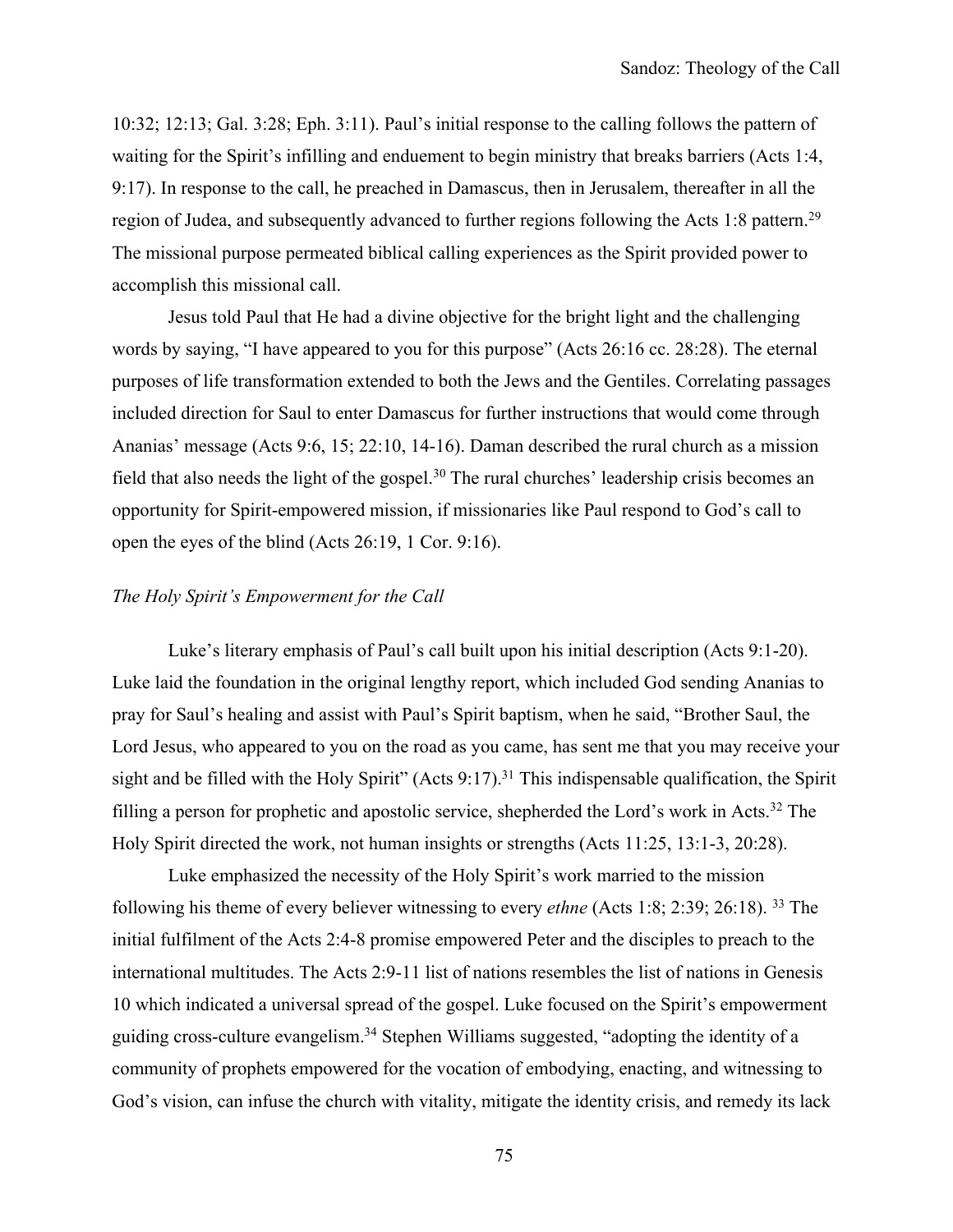10:32; 12:13; Gal. 3:28; Eph. 3:11). Paul's initial response to the calling follows the pattern of waiting for the Spirit's infilling and enduement to begin ministry that breaks barriers (Acts 1:4, 9:17). In response to the call, he preached in Damascus, then in Jerusalem, thereafter in all the region of Judea, and subsequently advanced to further regions following the Acts 1:8 pattern.[29] The missional purpose permeated biblical calling experiences as the Spirit provided power to accomplish this missional call.

Jesus told Paul that He had a divine objective for the bright light and the challenging words by saying, "I have appeared to you for this purpose" (Acts 26:16 cc. 28:28). The eternal purposes of life transformation extended to both the Jews and the Gentiles. Correlating passages included direction for Saul to enter Damascus for further instructions that would come through Ananias' message (Acts 9:6, 15; 22:10, 14-16). Daman described the rural church as a mission field that also needs the light of the gospel.[30] The rural churches' leadership crisis becomes an opportunity for Spirit-empowered mission, if missionaries like Paul respond to God's call to open the eyes of the blind (Acts 26:19, 1 Cor. 9:16).

### *The Holy Spirit's Empowerment for the Call*

Luke's literary emphasis of Paul's call built upon his initial description (Acts 9:1-20). Luke laid the foundation in the original lengthy report, which included God sending Ananias to pray for Saul's healing and assist with Paul's Spirit baptism, when he said, "Brother Saul, the Lord Jesus, who appeared to you on the road as you came, has sent me that you may receive your sight and be filled with the Holy Spirit" (Acts 9:17).[31] This indispensable qualification, the Spirit filling a person for prophetic and apostolic service, shepherded the Lord's work in Acts.[32] The Holy Spirit directed the work, not human insights or strengths (Acts 11:25, 13:1-3, 20:28).

Luke emphasized the necessity of the Holy Spirit's work married to the mission following his theme of every believer witnessing to every *ethne* (Acts 1:8; 2:39; 26:18).[33] The initial fulfilment of the Acts 2:4-8 promise empowered Peter and the disciples to preach to the international multitudes. The Acts 2:9-11 list of nations resembles the list of nations in Genesis 10 which indicated a universal spread of the gospel. Luke focused on the Spirit's empowerment guiding cross-culture evangelism.[34] Stephen Williams suggested, "adopting the identity of a community of prophets empowered for the vocation of embodying, enacting, and witnessing to God's vision, can infuse the church with vitality, mitigate the identity crisis, and remedy its lack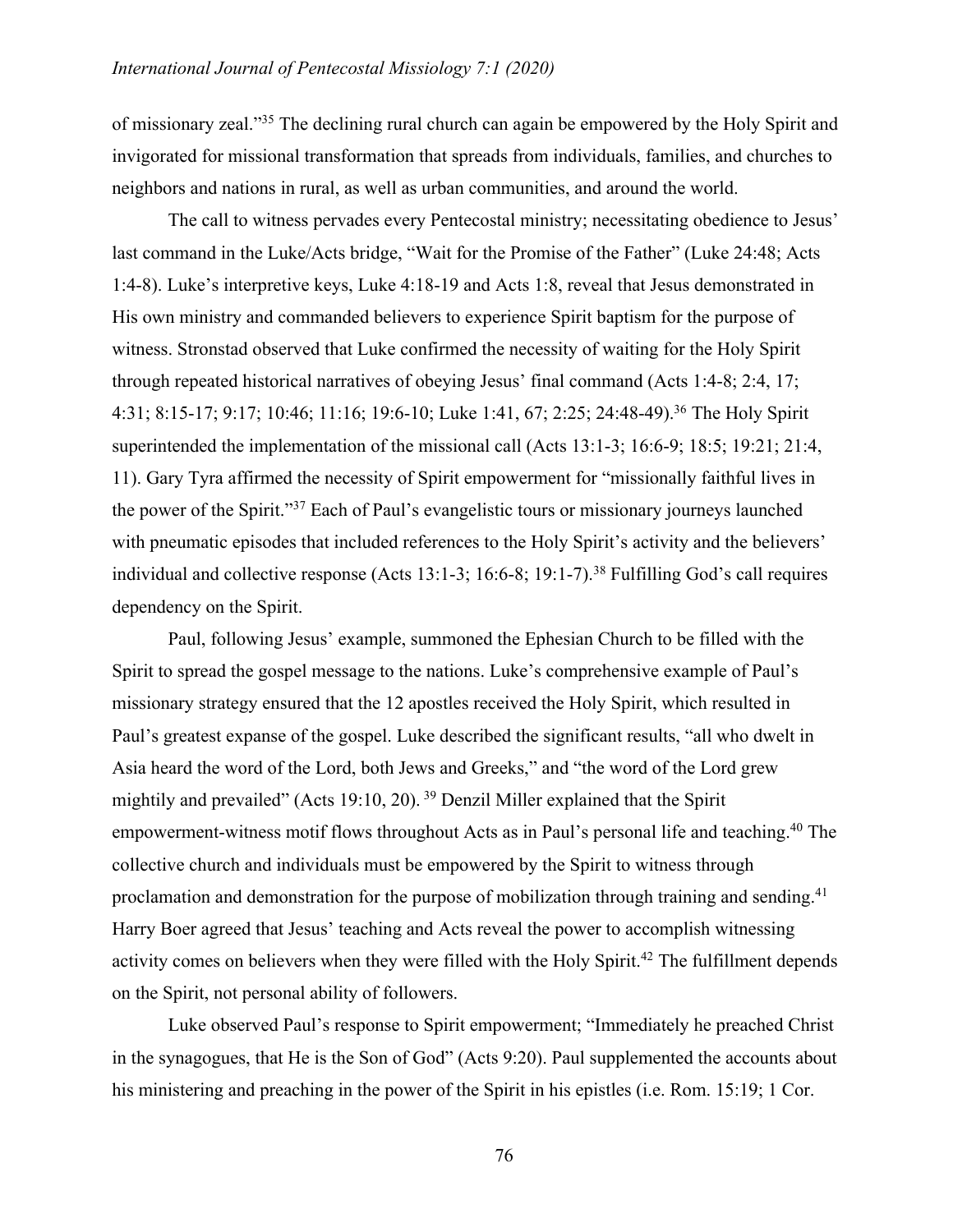of missionary zeal."[35] The declining rural church can again be empowered by the Holy Spirit and invigorated for missional transformation that spreads from individuals, families, and churches to neighbors and nations in rural, as well as urban communities, and around the world.

The call to witness pervades every Pentecostal ministry; necessitating obedience to Jesus' last command in the Luke/Acts bridge, "Wait for the Promise of the Father" (Luke 24:48; Acts 1:4-8). Luke's interpretive keys, Luke 4:18-19 and Acts 1:8, reveal that Jesus demonstrated in His own ministry and commanded believers to experience Spirit baptism for the purpose of witness. Stronstad observed that Luke confirmed the necessity of waiting for the Holy Spirit through repeated historical narratives of obeying Jesus' final command (Acts 1:4-8; 2:4, 17; 4:31; 8:15-17; 9:17; 10:46; 11:16; 19:6-10; Luke 1:41, 67; 2:25; 24:48-49).[36] The Holy Spirit superintended the implementation of the missional call (Acts 13:1-3; 16:6-9; 18:5; 19:21; 21:4, 11). Gary Tyra affirmed the necessity of Spirit empowerment for "missionally faithful lives in the power of the Spirit."[37] Each of Paul's evangelistic tours or missionary journeys launched with pneumatic episodes that included references to the Holy Spirit's activity and the believers' individual and collective response (Acts 13:1-3; 16:6-8; 19:1-7).[38] Fulfilling God's call requires dependency on the Spirit.

Paul, following Jesus' example, summoned the Ephesian Church to be filled with the Spirit to spread the gospel message to the nations. Luke's comprehensive example of Paul's missionary strategy ensured that the 12 apostles received the Holy Spirit, which resulted in Paul's greatest expanse of the gospel. Luke described the significant results, "all who dwelt in Asia heard the word of the Lord, both Jews and Greeks," and "the word of the Lord grew mightily and prevailed" (Acts 19:10, 20).[39] Denzil Miller explained that the Spirit empowerment-witness motif flows throughout Acts as in Paul's personal life and teaching.[40] The collective church and individuals must be empowered by the Spirit to witness through proclamation and demonstration for the purpose of mobilization through training and sending.[41] Harry Boer agreed that Jesus' teaching and Acts reveal the power to accomplish witnessing activity comes on believers when they were filled with the Holy Spirit.[42] The fulfillment depends on the Spirit, not personal ability of followers.

Luke observed Paul's response to Spirit empowerment; "Immediately he preached Christ in the synagogues, that He is the Son of God" (Acts 9:20). Paul supplemented the accounts about his ministering and preaching in the power of the Spirit in his epistles (i.e. Rom. 15:19; 1 Cor.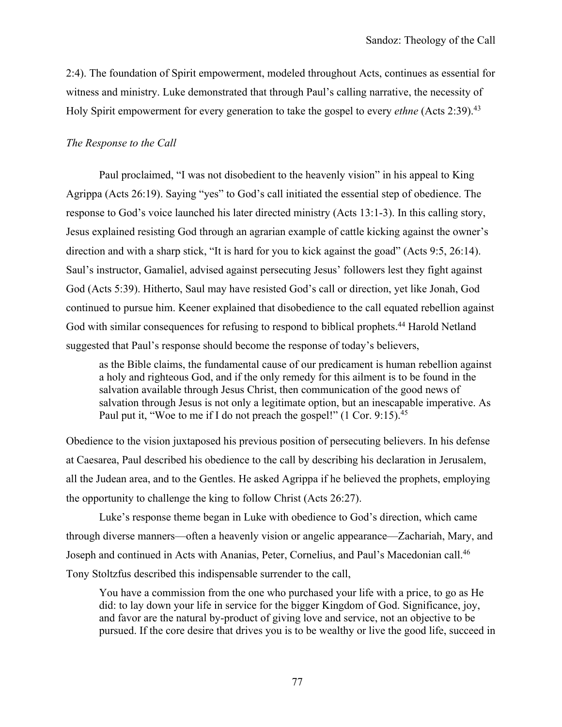2:4). The foundation of Spirit empowerment, modeled throughout Acts, continues as essential for witness and ministry. Luke demonstrated that through Paul's calling narrative, the necessity of Holy Spirit empowerment for every generation to take the gospel to every *ethne* (Acts 2:39).[43]

### *The Response to the Call*

Paul proclaimed, "I was not disobedient to the heavenly vision" in his appeal to King Agrippa (Acts 26:19). Saying "yes" to God's call initiated the essential step of obedience. The response to God's voice launched his later directed ministry (Acts 13:1-3). In this calling story, Jesus explained resisting God through an agrarian example of cattle kicking against the owner's direction and with a sharp stick, "It is hard for you to kick against the goad" (Acts 9:5, 26:14). Saul's instructor, Gamaliel, advised against persecuting Jesus' followers lest they fight against God (Acts 5:39). Hitherto, Saul may have resisted God's call or direction, yet like Jonah, God continued to pursue him. Keener explained that disobedience to the call equated rebellion against God with similar consequences for refusing to respond to biblical prophets.[44] Harold Netland suggested that Paul's response should become the response of today's believers,

> as the Bible claims, the fundamental cause of our predicament is human rebellion against a holy and righteous God, and if the only remedy for this ailment is to be found in the salvation available through Jesus Christ, then communication of the good news of salvation through Jesus is not only a legitimate option, but an inescapable imperative. As Paul put it, "Woe to me if I do not preach the gospel!" (1 Cor. 9:15).[45]

Obedience to the vision juxtaposed his previous position of persecuting believers. In his defense at Caesarea, Paul described his obedience to the call by describing his declaration in Jerusalem, all the Judean area, and to the Gentiles. He asked Agrippa if he believed the prophets, employing the opportunity to challenge the king to follow Christ (Acts 26:27).

Luke's response theme began in Luke with obedience to God's direction, which came through diverse manners—often a heavenly vision or angelic appearance—Zachariah, Mary, and Joseph and continued in Acts with Ananias, Peter, Cornelius, and Paul's Macedonian call.[46] Tony Stoltzfus described this indispensable surrender to the call,

> You have a commission from the one who purchased your life with a price, to go as He did: to lay down your life in service for the bigger Kingdom of God. Significance, joy, and favor are the natural by-product of giving love and service, not an objective to be pursued. If the core desire that drives you is to be wealthy or live the good life, succeed in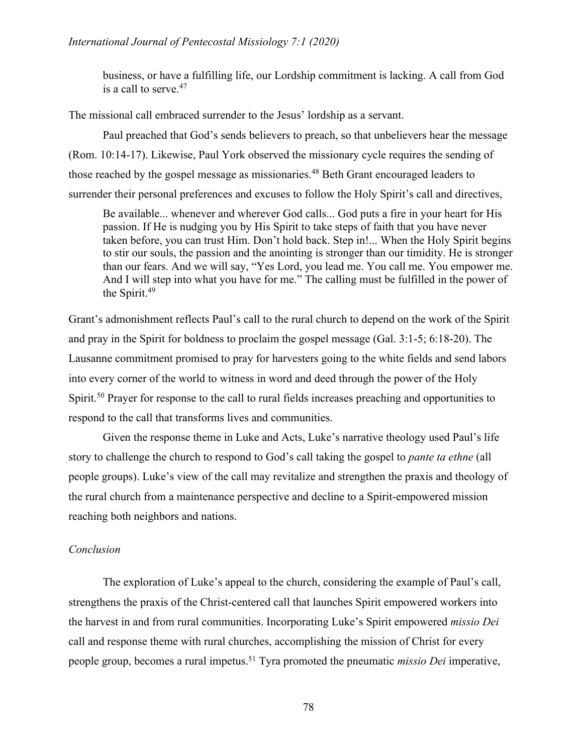> business, or have a fulfilling life, our Lordship commitment is lacking. A call from God is a call to serve.[47]

The missional call embraced surrender to the Jesus' lordship as a servant.

Paul preached that God's sends believers to preach, so that unbelievers hear the message (Rom. 10:14-17). Likewise, Paul York observed the missionary cycle requires the sending of those reached by the gospel message as missionaries.[48] Beth Grant encouraged leaders to surrender their personal preferences and excuses to follow the Holy Spirit's call and directives,

> Be available... whenever and wherever God calls... God puts a fire in your heart for His passion. If He is nudging you by His Spirit to take steps of faith that you have never taken before, you can trust Him. Don't hold back. Step in!... When the Holy Spirit begins to stir our souls, the passion and the anointing is stronger than our timidity. He is stronger than our fears. And we will say, "Yes Lord, you lead me. You call me. You empower me. And I will step into what you have for me." The calling must be fulfilled in the power of the Spirit.[49]

Grant's admonishment reflects Paul's call to the rural church to depend on the work of the Spirit and pray in the Spirit for boldness to proclaim the gospel message (Gal. 3:1-5; 6:18-20). The Lausanne commitment promised to pray for harvesters going to the white fields and send labors into every corner of the world to witness in word and deed through the power of the Holy Spirit.[50] Prayer for response to the call to rural fields increases preaching and opportunities to respond to the call that transforms lives and communities.

Given the response theme in Luke and Acts, Luke's narrative theology used Paul's life story to challenge the church to respond to God's call taking the gospel to *pante ta ethne* (all people groups). Luke's view of the call may revitalize and strengthen the praxis and theology of the rural church from a maintenance perspective and decline to a Spirit-empowered mission reaching both neighbors and nations.

*Conclusion*

The exploration of Luke's appeal to the church, considering the example of Paul's call, strengthens the praxis of the Christ-centered call that launches Spirit empowered workers into the harvest in and from rural communities. Incorporating Luke's Spirit empowered *missio Dei* call and response theme with rural churches, accomplishing the mission of Christ for every people group, becomes a rural impetus.[51] Tyra promoted the pneumatic *missio Dei* imperative,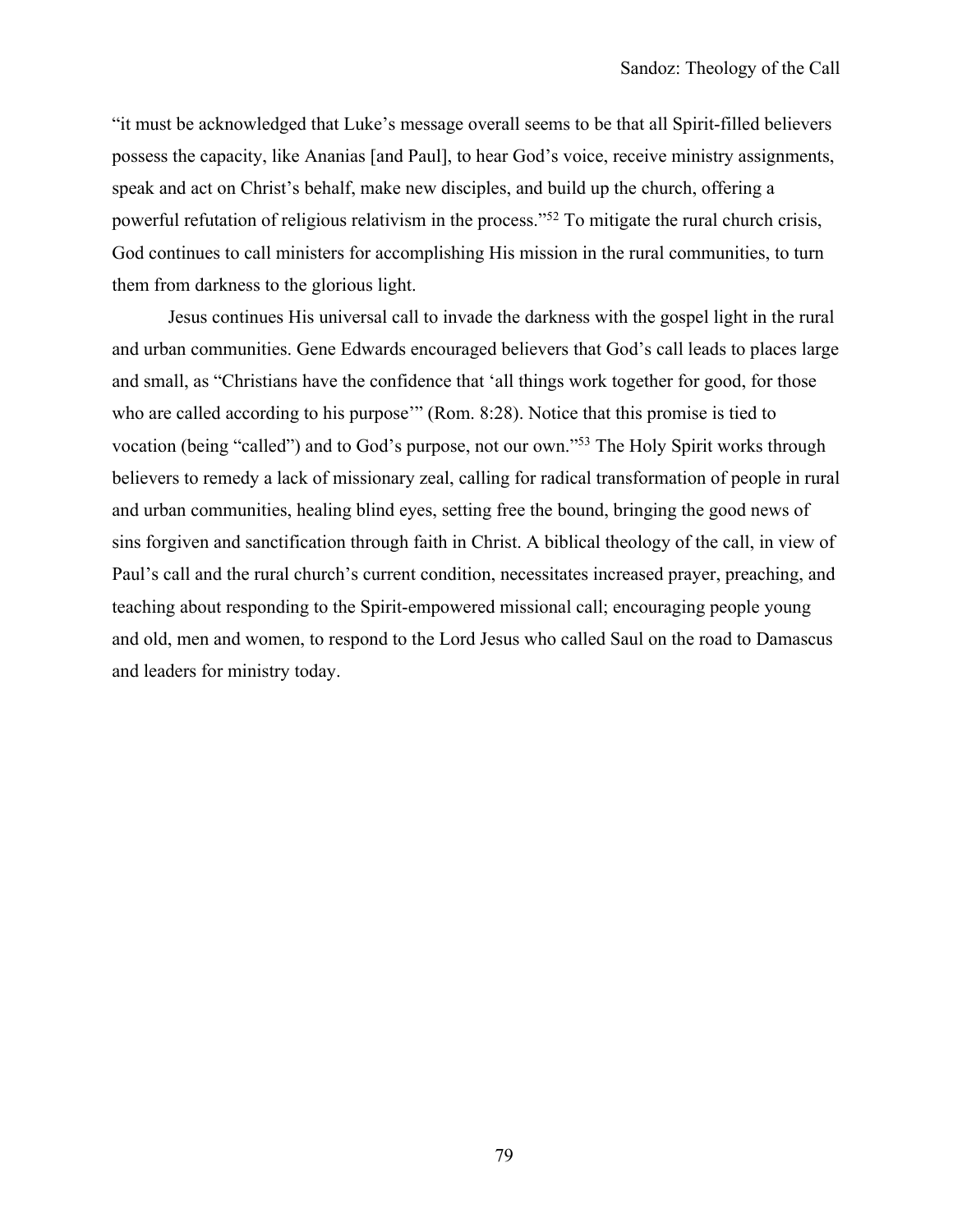"it must be acknowledged that Luke's message overall seems to be that all Spirit-filled believers possess the capacity, like Ananias [and Paul], to hear God's voice, receive ministry assignments, speak and act on Christ's behalf, make new disciples, and build up the church, offering a powerful refutation of religious relativism in the process."[52] To mitigate the rural church crisis, God continues to call ministers for accomplishing His mission in the rural communities, to turn them from darkness to the glorious light.

Jesus continues His universal call to invade the darkness with the gospel light in the rural and urban communities. Gene Edwards encouraged believers that God's call leads to places large and small, as "Christians have the confidence that 'all things work together for good, for those who are called according to his purpose'" (Rom. 8:28). Notice that this promise is tied to vocation (being "called") and to God's purpose, not our own."[53] The Holy Spirit works through believers to remedy a lack of missionary zeal, calling for radical transformation of people in rural and urban communities, healing blind eyes, setting free the bound, bringing the good news of sins forgiven and sanctification through faith in Christ. A biblical theology of the call, in view of Paul's call and the rural church's current condition, necessitates increased prayer, preaching, and teaching about responding to the Spirit-empowered missional call; encouraging people young and old, men and women, to respond to the Lord Jesus who called Saul on the road to Damascus and leaders for ministry today.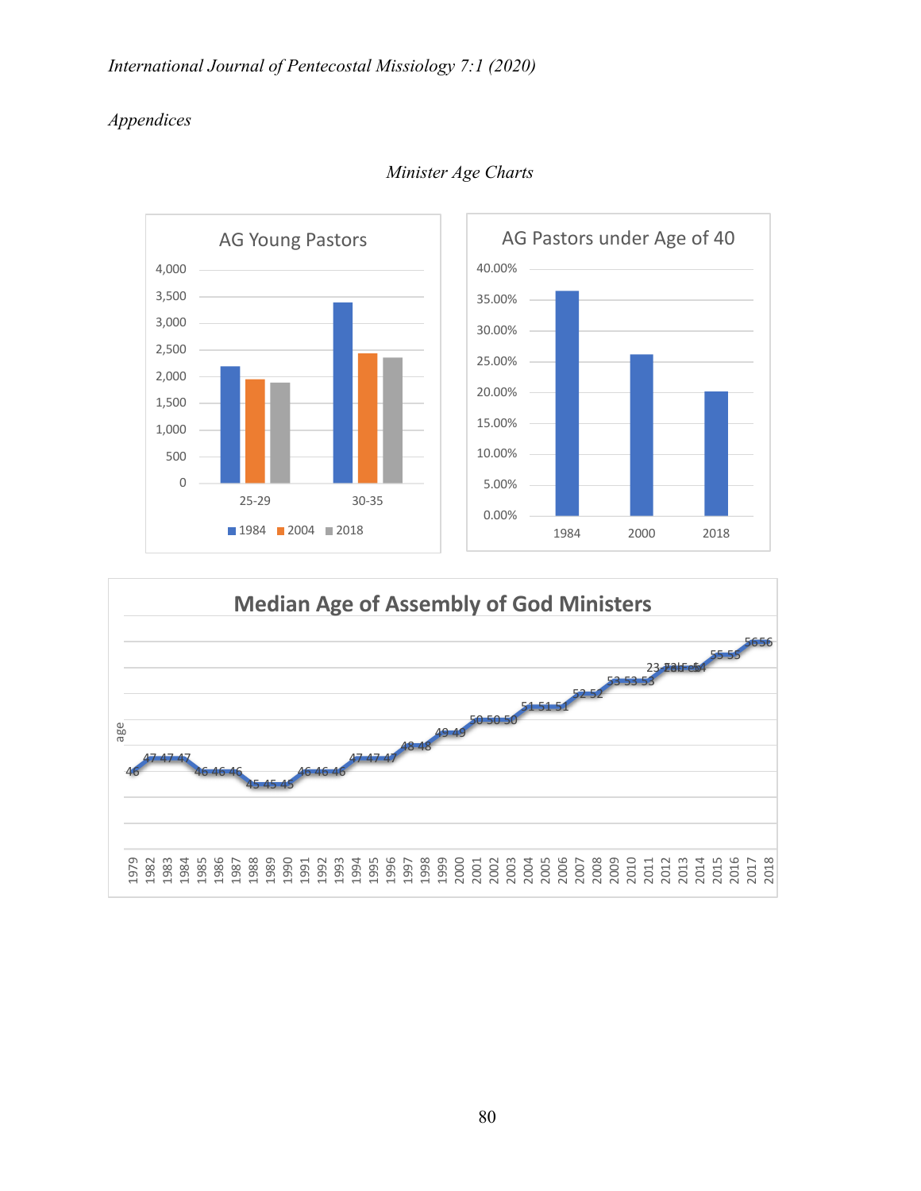*Appendices*

*Minister Age Charts*

AG Young Pastors

| | 1984 | 2004 | 2018 |
|---|---|---|---|
| 25-29 | ~2,200 | ~1,950 | ~1,900 |
| 30-35 | ~3,400 | ~2,450 | ~2,380 |

AG Pastors under Age of 40

| 1984 | 2000 | 2018 |
|---|---|---|
| ~36.5% | ~26% | ~20% |

Median Age of Assembly of God Ministers

| Year | 1979 | 1982 | 1983 | 1984 | 1985 | 1986 | 1987 | 1988 | 1989 | 1990 | 1991 | 1992 | 1993 | 1994 | 1995 | 1996 | 1997 | 1998 | 1999 | 2000 | 2001 | 2002 | 2003 | 2004 | 2005 | 2006 | 2007 | 2008 | 2009 | 2010 | 2011 | 2012 | 2013 | 2014 | 2015 | 2016 | 2017 | 2018 |
|---|---|---|---|---|---|---|---|---|---|---|---|---|---|---|---|---|---|---|---|---|---|---|---|---|---|---|---|---|---|---|---|---|---|---|---|---|---|---|
| age | 46 | 47 | 47 | 47 | 46 | 46 | 46 | 45 | 45 | 45 | 46 | 46 | 46 | 47 | 47 | 47 | 48 | 48 | 49 | 49 | 50 | 50 | 50 | 51 | 51 | 51 | 52 | 52 | 53 | 53 | 53 | 23 Title 54 | | 54 | 55 | 55 | 56 | 56 |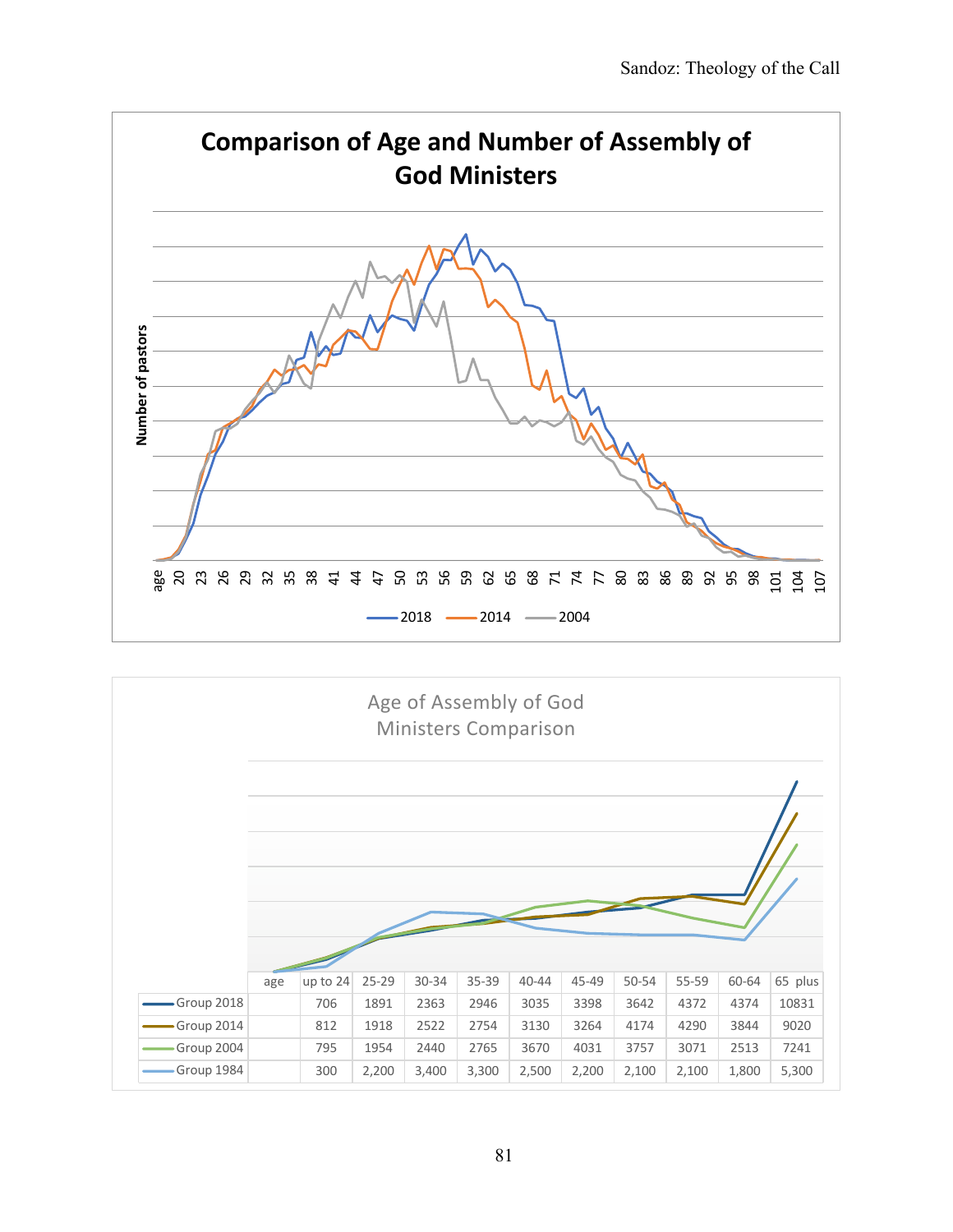**Comparison of Age and Number of Assembly of God Ministers**

Number of pastors

age 20 23 26 29 32 35 38 41 44 47 50 53 56 59 62 65 68 71 74 77 80 83 86 89 92 95 98 101 104 107

2018 2014 2004

Age of Assembly of God Ministers Comparison

| | age | up to 24 | 25-29 | 30-34 | 35-39 | 40-44 | 45-49 | 50-54 | 55-59 | 60-64 | 65 plus |
|---|---|---|---|---|---|---|---|---|---|---|---|
| Group 2018 | | 706 | 1891 | 2363 | 2946 | 3035 | 3398 | 3642 | 4372 | 4374 | 10831 |
| Group 2014 | | 812 | 1918 | 2522 | 2754 | 3130 | 3264 | 4174 | 4290 | 3844 | 9020 |
| Group 2004 | | 795 | 1954 | 2440 | 2765 | 3670 | 4031 | 3757 | 3071 | 2513 | 7241 |
| Group 1984 | | 300 | 2,200 | 3,400 | 3,300 | 2,500 | 2,200 | 2,100 | 2,100 | 1,800 | 5,300 |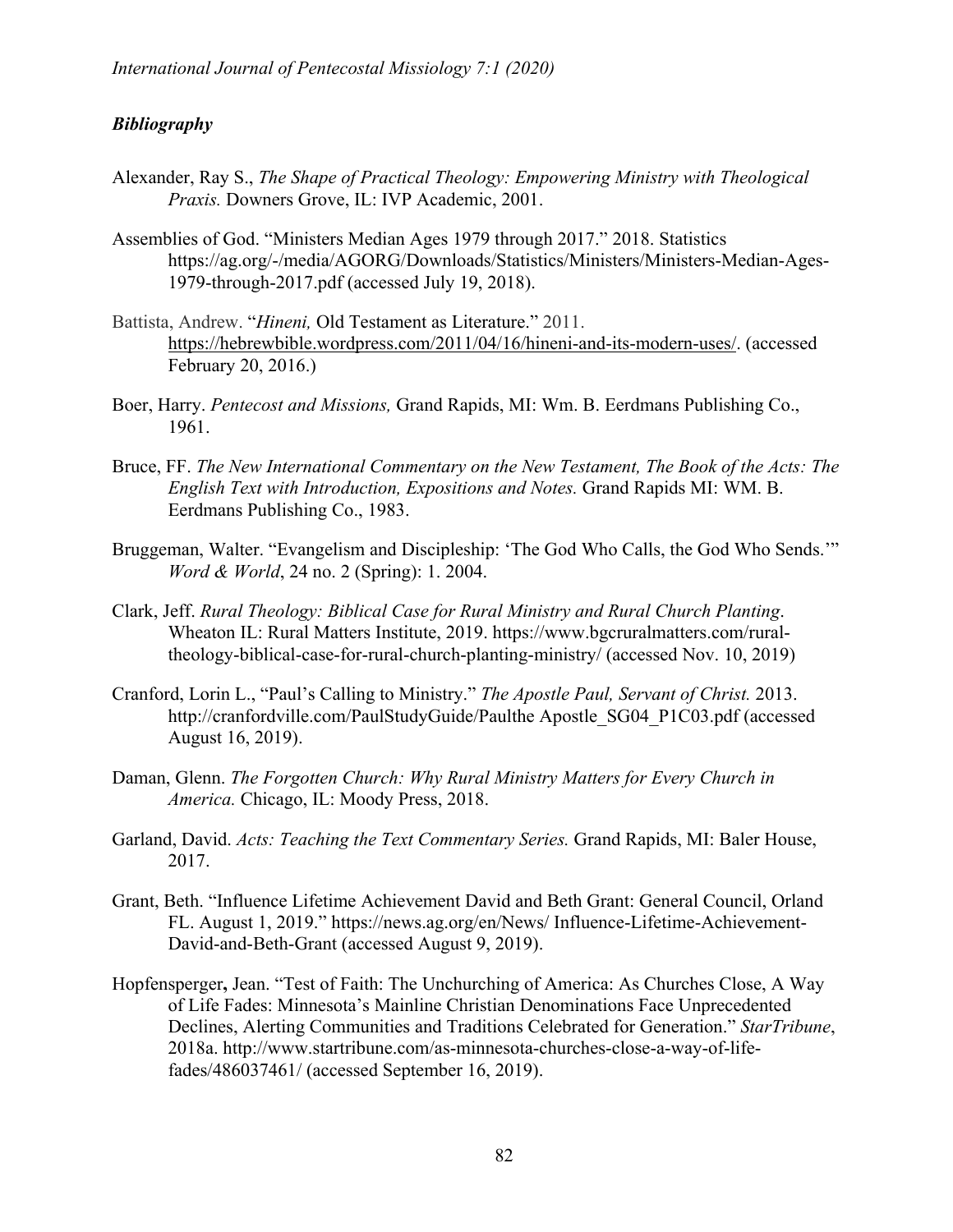### *Bibliography*

Alexander, Ray S., *The Shape of Practical Theology: Empowering Ministry with Theological Praxis.* Downers Grove, IL: IVP Academic, 2001.

Assemblies of God. "Ministers Median Ages 1979 through 2017." 2018. Statistics https://ag.org/-/media/AGORG/Downloads/Statistics/Ministers/Ministers-Median-Ages-1979-through-2017.pdf (accessed July 19, 2018).

Battista, Andrew. "*Hineni,* Old Testament as Literature." 2011. https://hebrewbible.wordpress.com/2011/04/16/hineni-and-its-modern-uses/. (accessed February 20, 2016.)

Boer, Harry. *Pentecost and Missions,* Grand Rapids, MI: Wm. B. Eerdmans Publishing Co., 1961.

Bruce, FF. *The New International Commentary on the New Testament, The Book of the Acts: The English Text with Introduction, Expositions and Notes.* Grand Rapids MI: WM. B. Eerdmans Publishing Co., 1983.

Bruggeman, Walter. "Evangelism and Discipleship: 'The God Who Calls, the God Who Sends.'" *Word & World*, 24 no. 2 (Spring): 1. 2004.

Clark, Jeff. *Rural Theology: Biblical Case for Rural Ministry and Rural Church Planting*. Wheaton IL: Rural Matters Institute, 2019. https://www.bgcruralmatters.com/rural-theology-biblical-case-for-rural-church-planting-ministry/ (accessed Nov. 10, 2019)

Cranford, Lorin L., "Paul's Calling to Ministry." *The Apostle Paul, Servant of Christ.* 2013. http://cranfordville.com/PaulStudyGuide/Paulthe Apostle_SG04_P1C03.pdf (accessed August 16, 2019).

Daman, Glenn. *The Forgotten Church: Why Rural Ministry Matters for Every Church in America.* Chicago, IL: Moody Press, 2018.

Garland, David. *Acts: Teaching the Text Commentary Series.* Grand Rapids, MI: Baler House, 2017.

Grant, Beth. "Influence Lifetime Achievement David and Beth Grant: General Council, Orland FL. August 1, 2019." https://news.ag.org/en/News/ Influence-Lifetime-Achievement-David-and-Beth-Grant (accessed August 9, 2019).

Hopfensperger**,** Jean. "Test of Faith: The Unchurching of America: As Churches Close, A Way of Life Fades: Minnesota's Mainline Christian Denominations Face Unprecedented Declines, Alerting Communities and Traditions Celebrated for Generation." *StarTribune*, 2018a. http://www.startribune.com/as-minnesota-churches-close-a-way-of-life-fades/486037461/ (accessed September 16, 2019).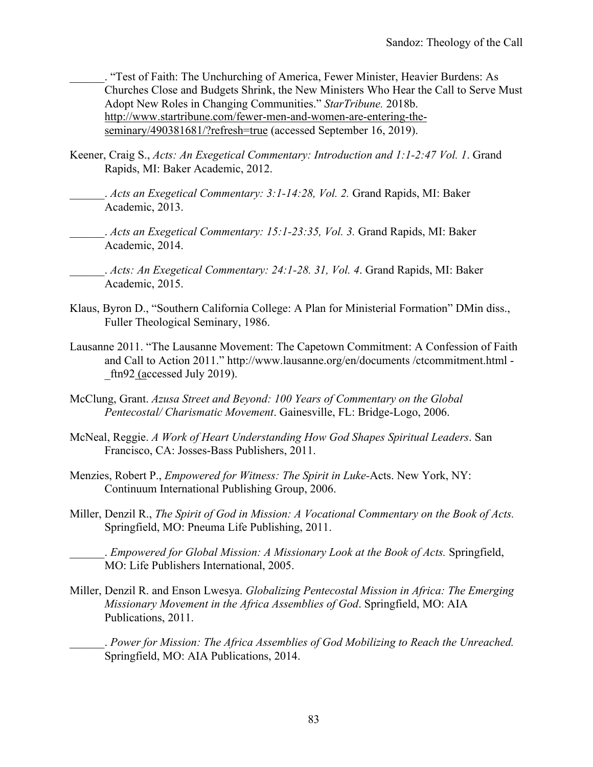______. "Test of Faith: The Unchurching of America, Fewer Minister, Heavier Burdens: As Churches Close and Budgets Shrink, the New Ministers Who Hear the Call to Serve Must Adopt New Roles in Changing Communities." *StarTribune.* 2018b. http://www.startribune.com/fewer-men-and-women-are-entering-the-seminary/490381681/?refresh=true (accessed September 16, 2019).

Keener, Craig S., *Acts: An Exegetical Commentary: Introduction and 1:1-2:47 Vol. 1*. Grand Rapids, MI: Baker Academic, 2012.

______. *Acts an Exegetical Commentary: 3:1-14:28, Vol. 2.* Grand Rapids, MI: Baker Academic, 2013.

______. *Acts an Exegetical Commentary: 15:1-23:35, Vol. 3.* Grand Rapids, MI: Baker Academic, 2014.

______. *Acts: An Exegetical Commentary: 24:1-28. 31, Vol. 4*. Grand Rapids, MI: Baker Academic, 2015.

Klaus, Byron D., "Southern California College: A Plan for Ministerial Formation" DMin diss., Fuller Theological Seminary, 1986.

Lausanne 2011. "The Lausanne Movement: The Capetown Commitment: A Confession of Faith and Call to Action 2011." http://www.lausanne.org/en/documents /ctcommitment.html - _ftn92 (accessed July 2019).

McClung, Grant. *Azusa Street and Beyond: 100 Years of Commentary on the Global Pentecostal/ Charismatic Movement*. Gainesville, FL: Bridge-Logo, 2006.

McNeal, Reggie. *A Work of Heart Understanding How God Shapes Spiritual Leaders*. San Francisco, CA: Josses-Bass Publishers, 2011.

Menzies, Robert P., *Empowered for Witness: The Spirit in Luke-*Acts. New York, NY: Continuum International Publishing Group, 2006.

Miller, Denzil R., *The Spirit of God in Mission: A Vocational Commentary on the Book of Acts.* Springfield, MO: Pneuma Life Publishing, 2011.

______. *Empowered for Global Mission: A Missionary Look at the Book of Acts.* Springfield, MO: Life Publishers International, 2005.

Miller, Denzil R. and Enson Lwesya. *Globalizing Pentecostal Mission in Africa: The Emerging Missionary Movement in the Africa Assemblies of God*. Springfield, MO: AIA Publications, 2011.

______. *Power for Mission: The Africa Assemblies of God Mobilizing to Reach the Unreached.* Springfield, MO: AIA Publications, 2014.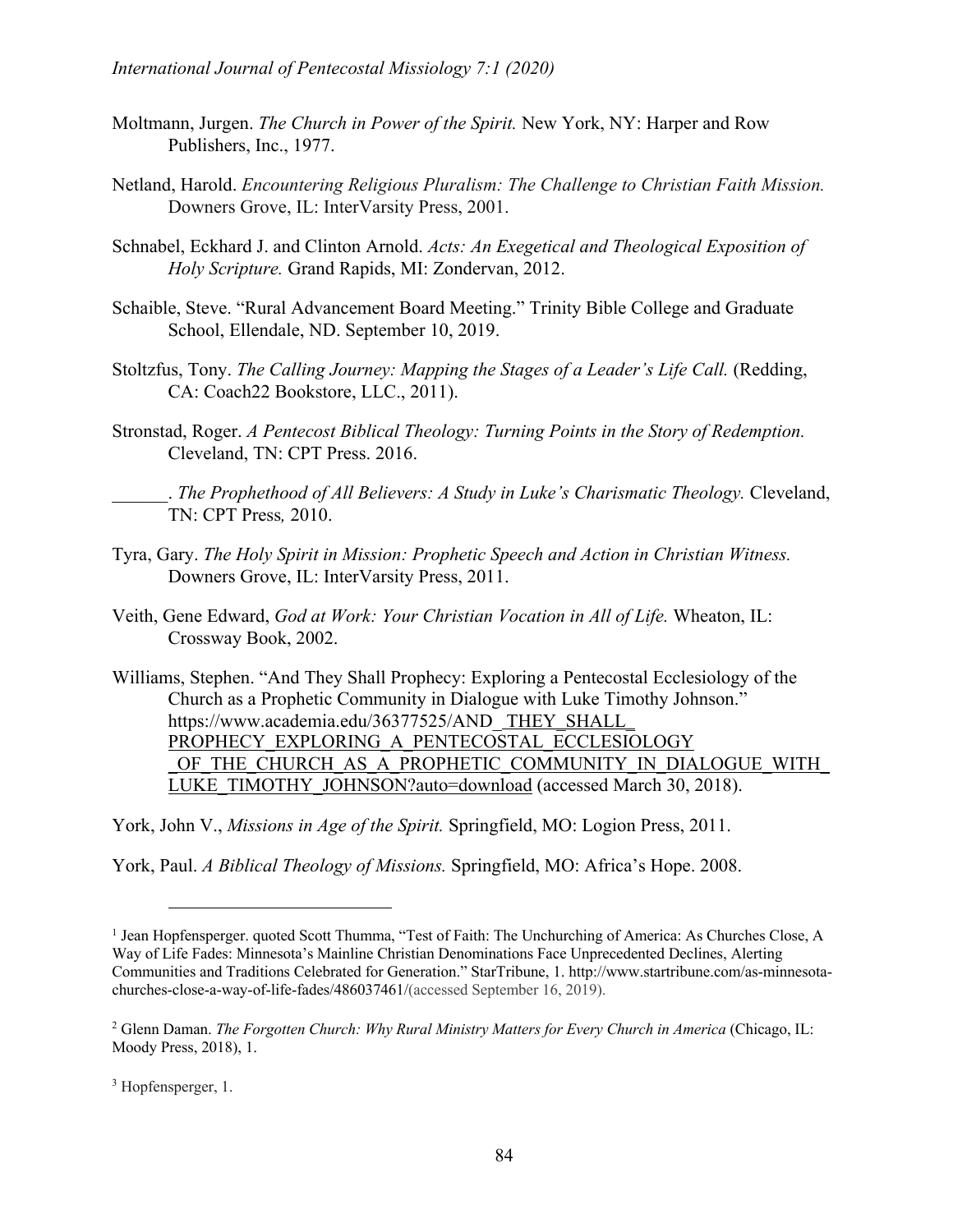Moltmann, Jurgen. *The Church in Power of the Spirit.* New York, NY: Harper and Row Publishers, Inc., 1977.

Netland, Harold. *Encountering Religious Pluralism: The Challenge to Christian Faith Mission.* Downers Grove, IL: InterVarsity Press, 2001.

Schnabel, Eckhard J. and Clinton Arnold. *Acts: An Exegetical and Theological Exposition of Holy Scripture.* Grand Rapids, MI: Zondervan, 2012.

Schaible, Steve. "Rural Advancement Board Meeting." Trinity Bible College and Graduate School, Ellendale, ND. September 10, 2019.

Stoltzfus, Tony. *The Calling Journey: Mapping the Stages of a Leader's Life Call.* (Redding, CA: Coach22 Bookstore, LLC., 2011).

Stronstad, Roger. *A Pentecost Biblical Theology: Turning Points in the Story of Redemption.* Cleveland, TN: CPT Press. 2016.

______. *The Prophethood of All Believers: A Study in Luke's Charismatic Theology.* Cleveland, TN: CPT Press*,* 2010.

Tyra, Gary. *The Holy Spirit in Mission: Prophetic Speech and Action in Christian Witness.* Downers Grove, IL: InterVarsity Press, 2011.

Veith, Gene Edward, *God at Work: Your Christian Vocation in All of Life.* Wheaton, IL: Crossway Book, 2002.

Williams, Stephen. "And They Shall Prophecy: Exploring a Pentecostal Ecclesiology of the Church as a Prophetic Community in Dialogue with Luke Timothy Johnson." https://www.academia.edu/36377525/AND_THEY_SHALL_PROPHECY_EXPLORING_A_PENTECOSTAL_ECCLESIOLOGY_OF_THE_CHURCH_AS_A_PROPHETIC_COMMUNITY_IN_DIALOGUE_WITH_LUKE_TIMOTHY_JOHNSON?auto=download (accessed March 30, 2018).

York, John V., *Missions in Age of the Spirit.* Springfield, MO: Logion Press, 2011.

York, Paul. *A Biblical Theology of Missions.* Springfield, MO: Africa's Hope. 2008.

---

[1] Jean Hopfensperger. quoted Scott Thumma, "Test of Faith: The Unchurching of America: As Churches Close, A Way of Life Fades: Minnesota's Mainline Christian Denominations Face Unprecedented Declines, Alerting Communities and Traditions Celebrated for Generation." StarTribune, 1. http://www.startribune.com/as-minnesota-churches-close-a-way-of-life-fades/486037461/(accessed September 16, 2019).

[2] Glenn Daman. *The Forgotten Church: Why Rural Ministry Matters for Every Church in America* (Chicago, IL: Moody Press, 2018), 1.

[3] Hopfensperger, 1.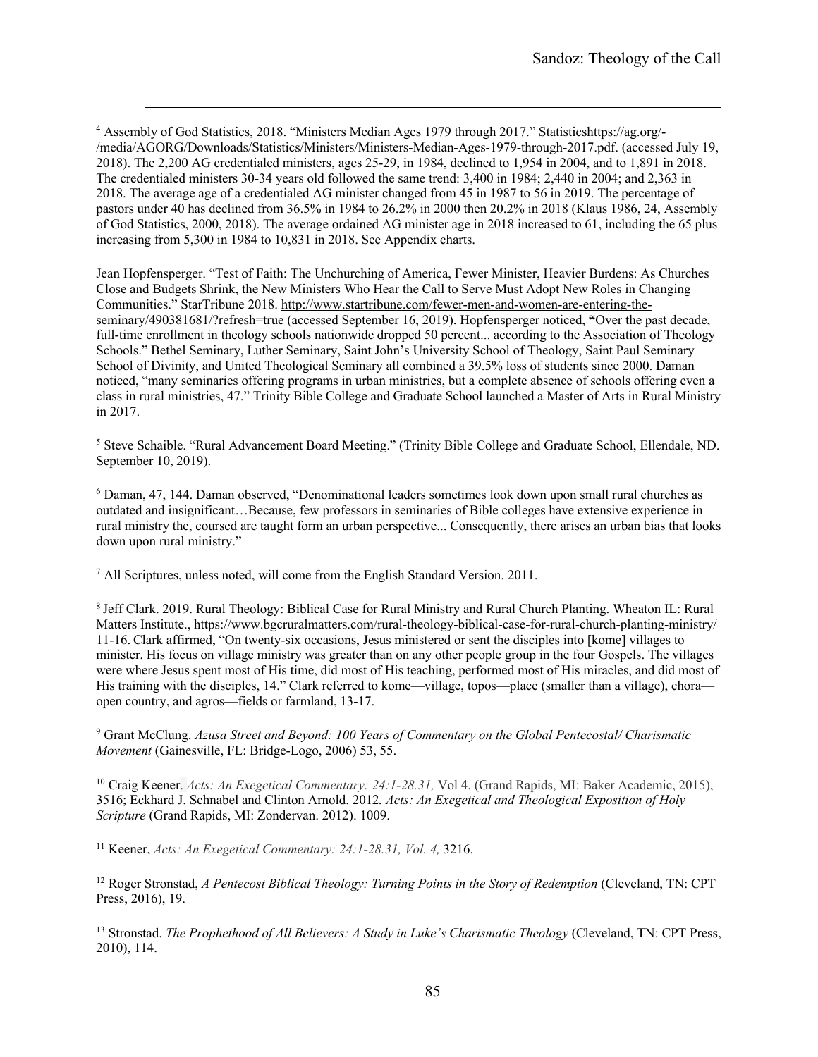[4] Assembly of God Statistics, 2018. "Ministers Median Ages 1979 through 2017." Statisticshttps://ag.org/-/media/AGORG/Downloads/Statistics/Ministers/Ministers-Median-Ages-1979-through-2017.pdf. (accessed July 19, 2018). The 2,200 AG credentialed ministers, ages 25-29, in 1984, declined to 1,954 in 2004, and to 1,891 in 2018. The credentialed ministers 30-34 years old followed the same trend: 3,400 in 1984; 2,440 in 2004; and 2,363 in 2018. The average age of a credentialed AG minister changed from 45 in 1987 to 56 in 2019. The percentage of pastors under 40 has declined from 36.5% in 1984 to 26.2% in 2000 then 20.2% in 2018 (Klaus 1986, 24, Assembly of God Statistics, 2000, 2018). The average ordained AG minister age in 2018 increased to 61, including the 65 plus increasing from 5,300 in 1984 to 10,831 in 2018. See Appendix charts.

Jean Hopfensperger. "Test of Faith: The Unchurching of America, Fewer Minister, Heavier Burdens: As Churches Close and Budgets Shrink, the New Ministers Who Hear the Call to Serve Must Adopt New Roles in Changing Communities." StarTribune 2018. http://www.startribune.com/fewer-men-and-women-are-entering-the-seminary/490381681/?refresh=true (accessed September 16, 2019). Hopfensperger noticed, **"**Over the past decade, full-time enrollment in theology schools nationwide dropped 50 percent... according to the Association of Theology Schools." Bethel Seminary, Luther Seminary, Saint John's University School of Theology, Saint Paul Seminary School of Divinity, and United Theological Seminary all combined a 39.5% loss of students since 2000. Daman noticed, "many seminaries offering programs in urban ministries, but a complete absence of schools offering even a class in rural ministries, 47." Trinity Bible College and Graduate School launched a Master of Arts in Rural Ministry in 2017.

[5] Steve Schaible. "Rural Advancement Board Meeting." (Trinity Bible College and Graduate School, Ellendale, ND. September 10, 2019).

[6] Daman, 47, 144. Daman observed, "Denominational leaders sometimes look down upon small rural churches as outdated and insignificant…Because, few professors in seminaries of Bible colleges have extensive experience in rural ministry the, coursed are taught form an urban perspective... Consequently, there arises an urban bias that looks down upon rural ministry."

[7] All Scriptures, unless noted, will come from the English Standard Version. 2011.

[8] Jeff Clark. 2019. Rural Theology: Biblical Case for Rural Ministry and Rural Church Planting. Wheaton IL: Rural Matters Institute., https://www.bgcruralmatters.com/rural-theology-biblical-case-for-rural-church-planting-ministry/ 11-16. Clark affirmed, "On twenty-six occasions, Jesus ministered or sent the disciples into [kome] villages to minister. His focus on village ministry was greater than on any other people group in the four Gospels. The villages were where Jesus spent most of His time, did most of His teaching, performed most of His miracles, and did most of His training with the disciples, 14." Clark referred to kome—village, topos—place (smaller than a village), chora—open country, and agros—fields or farmland, 13-17.

[9] Grant McClung. *Azusa Street and Beyond: 100 Years of Commentary on the Global Pentecostal/ Charismatic Movement* (Gainesville, FL: Bridge-Logo, 2006) 53, 55.

[10] Craig Keener. *Acts: An Exegetical Commentary: 24:1-28.31,* Vol 4. (Grand Rapids, MI: Baker Academic, 2015), 3516; Eckhard J. Schnabel and Clinton Arnold. 2012. *Acts: An Exegetical and Theological Exposition of Holy Scripture* (Grand Rapids, MI: Zondervan. 2012). 1009.

[11] Keener, *Acts: An Exegetical Commentary: 24:1-28.31, Vol. 4,* 3216.

[12] Roger Stronstad, *A Pentecost Biblical Theology: Turning Points in the Story of Redemption* (Cleveland, TN: CPT Press, 2016), 19.

[13] Stronstad. *The Prophethood of All Believers: A Study in Luke's Charismatic Theology* (Cleveland, TN: CPT Press, 2010), 114.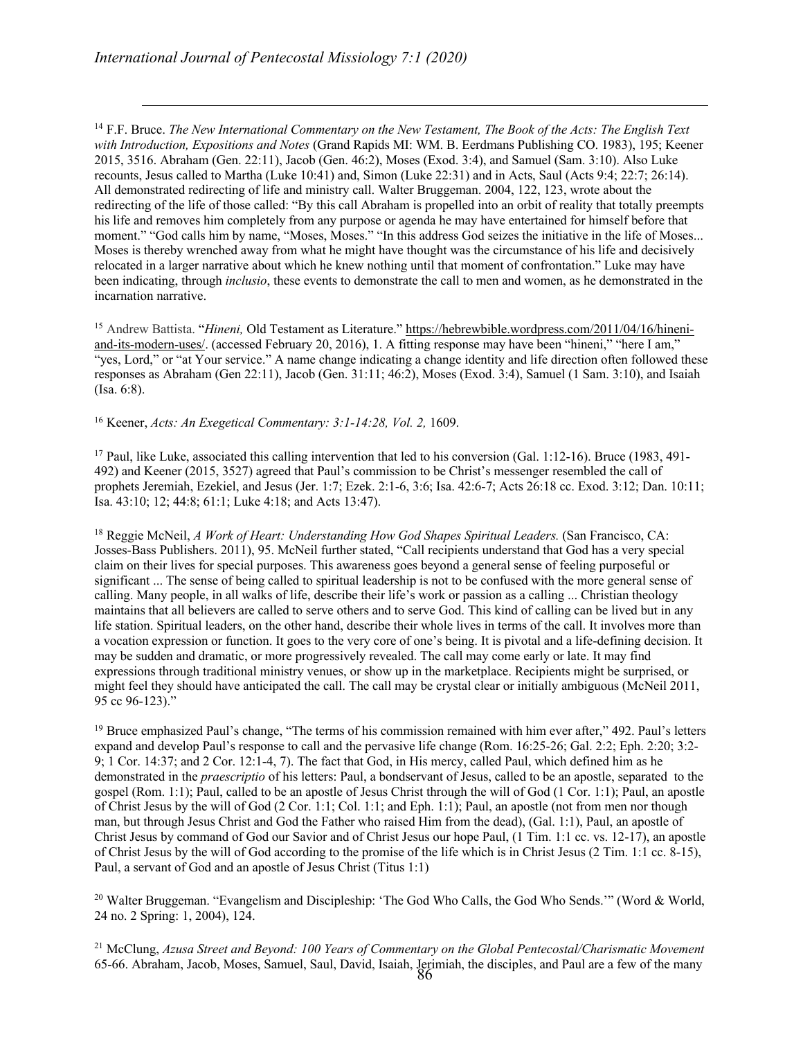[14] F.F. Bruce. *The New International Commentary on the New Testament, The Book of the Acts: The English Text with Introduction, Expositions and Notes* (Grand Rapids MI: WM. B. Eerdmans Publishing CO. 1983), 195; Keener 2015, 3516. Abraham (Gen. 22:11), Jacob (Gen. 46:2), Moses (Exod. 3:4), and Samuel (Sam. 3:10). Also Luke recounts, Jesus called to Martha (Luke 10:41) and, Simon (Luke 22:31) and in Acts, Saul (Acts 9:4; 22:7; 26:14). All demonstrated redirecting of life and ministry call. Walter Bruggeman. 2004, 122, 123, wrote about the redirecting of the life of those called: "By this call Abraham is propelled into an orbit of reality that totally preempts his life and removes him completely from any purpose or agenda he may have entertained for himself before that moment." "God calls him by name, "Moses, Moses." "In this address God seizes the initiative in the life of Moses... Moses is thereby wrenched away from what he might have thought was the circumstance of his life and decisively relocated in a larger narrative about which he knew nothing until that moment of confrontation." Luke may have been indicating, through *inclusio*, these events to demonstrate the call to men and women, as he demonstrated in the incarnation narrative.

[15] Andrew Battista. "*Hineni,* Old Testament as Literature." https://hebrewbible.wordpress.com/2011/04/16/hineni-and-its-modern-uses/. (accessed February 20, 2016), 1. A fitting response may have been "hineni," "here I am," "yes, Lord," or "at Your service." A name change indicating a change identity and life direction often followed these responses as Abraham (Gen 22:11), Jacob (Gen. 31:11; 46:2), Moses (Exod. 3:4), Samuel (1 Sam. 3:10), and Isaiah (Isa. 6:8).

[16] Keener, *Acts: An Exegetical Commentary: 3:1-14:28, Vol. 2,* 1609.

[17] Paul, like Luke, associated this calling intervention that led to his conversion (Gal. 1:12-16). Bruce (1983, 491-492) and Keener (2015, 3527) agreed that Paul's commission to be Christ's messenger resembled the call of prophets Jeremiah, Ezekiel, and Jesus (Jer. 1:7; Ezek. 2:1-6, 3:6; Isa. 42:6-7; Acts 26:18 cc. Exod. 3:12; Dan. 10:11; Isa. 43:10; 12; 44:8; 61:1; Luke 4:18; and Acts 13:47).

[18] Reggie McNeil, *A Work of Heart: Understanding How God Shapes Spiritual Leaders.* (San Francisco, CA: Josses-Bass Publishers. 2011), 95. McNeil further stated, "Call recipients understand that God has a very special claim on their lives for special purposes. This awareness goes beyond a general sense of feeling purposeful or significant ... The sense of being called to spiritual leadership is not to be confused with the more general sense of calling. Many people, in all walks of life, describe their life's work or passion as a calling ... Christian theology maintains that all believers are called to serve others and to serve God. This kind of calling can be lived but in any life station. Spiritual leaders, on the other hand, describe their whole lives in terms of the call. It involves more than a vocation expression or function. It goes to the very core of one's being. It is pivotal and a life-defining decision. It may be sudden and dramatic, or more progressively revealed. The call may come early or late. It may find expressions through traditional ministry venues, or show up in the marketplace. Recipients might be surprised, or might feel they should have anticipated the call. The call may be crystal clear or initially ambiguous (McNeil 2011, 95 cc 96-123)."

[19] Bruce emphasized Paul's change, "The terms of his commission remained with him ever after," 492. Paul's letters expand and develop Paul's response to call and the pervasive life change (Rom. 16:25-26; Gal. 2:2; Eph. 2:20; 3:2-9; 1 Cor. 14:37; and 2 Cor. 12:1-4, 7). The fact that God, in His mercy, called Paul, which defined him as he demonstrated in the *praescriptio* of his letters: Paul, a bondservant of Jesus, called to be an apostle, separated to the gospel (Rom. 1:1); Paul, called to be an apostle of Jesus Christ through the will of God (1 Cor. 1:1); Paul, an apostle of Christ Jesus by the will of God (2 Cor. 1:1; Col. 1:1; and Eph. 1:1); Paul, an apostle (not from men nor though man, but through Jesus Christ and God the Father who raised Him from the dead), (Gal. 1:1), Paul, an apostle of Christ Jesus by command of God our Savior and of Christ Jesus our hope Paul, (1 Tim. 1:1 cc. vs. 12-17), an apostle of Christ Jesus by the will of God according to the promise of the life which is in Christ Jesus (2 Tim. 1:1 cc. 8-15), Paul, a servant of God and an apostle of Jesus Christ (Titus 1:1)

[20] Walter Bruggeman. "Evangelism and Discipleship: 'The God Who Calls, the God Who Sends.'" (Word & World, 24 no. 2 Spring: 1, 2004), 124.

[21] McClung, *Azusa Street and Beyond: 100 Years of Commentary on the Global Pentecostal/Charismatic Movement* 65-66. Abraham, Jacob, Moses, Samuel, Saul, David, Isaiah, Jerimiah, the disciples, and Paul are a few of the many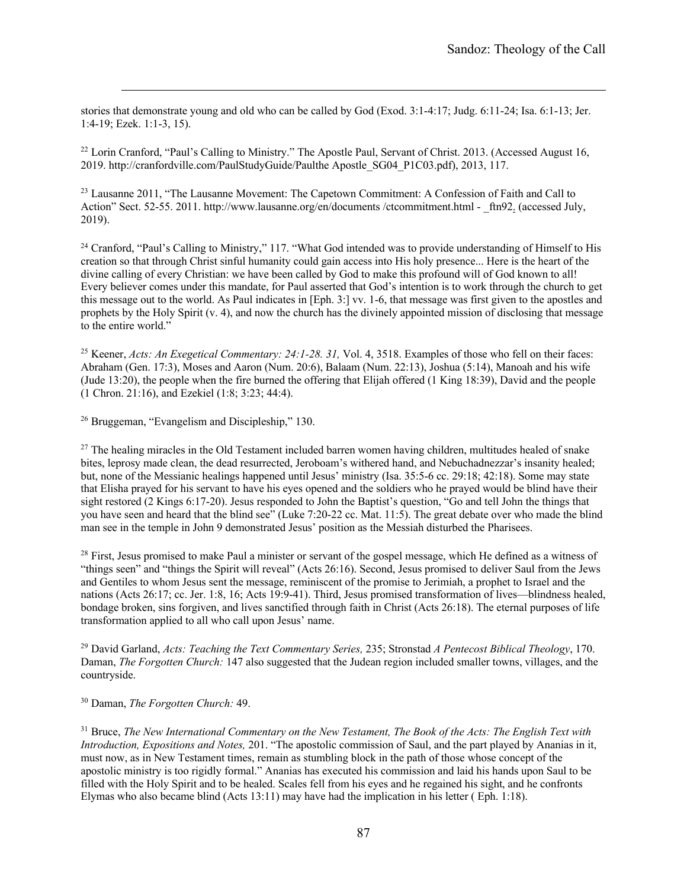stories that demonstrate young and old who can be called by God (Exod. 3:1-4:17; Judg. 6:11-24; Isa. 6:1-13; Jer. 1:4-19; Ezek. 1:1-3, 15).

[22] Lorin Cranford, "Paul's Calling to Ministry." The Apostle Paul, Servant of Christ. 2013. (Accessed August 16, 2019. http://cranfordville.com/PaulStudyGuide/Paulthe Apostle_SG04_P1C03.pdf), 2013, 117.

[23] Lausanne 2011, "The Lausanne Movement: The Capetown Commitment: A Confession of Faith and Call to Action" Sect. 52-55. 2011. http://www.lausanne.org/en/documents /ctcommitment.html - _ftn92. (accessed July, 2019).

[24] Cranford, "Paul's Calling to Ministry," 117. "What God intended was to provide understanding of Himself to His creation so that through Christ sinful humanity could gain access into His holy presence... Here is the heart of the divine calling of every Christian: we have been called by God to make this profound will of God known to all! Every believer comes under this mandate, for Paul asserted that God's intention is to work through the church to get this message out to the world. As Paul indicates in [Eph. 3:] vv. 1-6, that message was first given to the apostles and prophets by the Holy Spirit (v. 4), and now the church has the divinely appointed mission of disclosing that message to the entire world."

[25] Keener, *Acts: An Exegetical Commentary: 24:1-28. 31,* Vol. 4, 3518. Examples of those who fell on their faces: Abraham (Gen. 17:3), Moses and Aaron (Num. 20:6), Balaam (Num. 22:13), Joshua (5:14), Manoah and his wife (Jude 13:20), the people when the fire burned the offering that Elijah offered (1 King 18:39), David and the people (1 Chron. 21:16), and Ezekiel (1:8; 3:23; 44:4).

[26] Bruggeman, "Evangelism and Discipleship," 130.

[27] The healing miracles in the Old Testament included barren women having children, multitudes healed of snake bites, leprosy made clean, the dead resurrected, Jeroboam's withered hand, and Nebuchadnezzar's insanity healed; but, none of the Messianic healings happened until Jesus' ministry (Isa. 35:5-6 cc. 29:18; 42:18). Some may state that Elisha prayed for his servant to have his eyes opened and the soldiers who he prayed would be blind have their sight restored (2 Kings 6:17-20). Jesus responded to John the Baptist's question, "Go and tell John the things that you have seen and heard that the blind see" (Luke 7:20-22 cc. Mat. 11:5). The great debate over who made the blind man see in the temple in John 9 demonstrated Jesus' position as the Messiah disturbed the Pharisees.

[28] First, Jesus promised to make Paul a minister or servant of the gospel message, which He defined as a witness of "things seen" and "things the Spirit will reveal" (Acts 26:16). Second, Jesus promised to deliver Saul from the Jews and Gentiles to whom Jesus sent the message, reminiscent of the promise to Jerimiah, a prophet to Israel and the nations (Acts 26:17; cc. Jer. 1:8, 16; Acts 19:9-41). Third, Jesus promised transformation of lives—blindness healed, bondage broken, sins forgiven, and lives sanctified through faith in Christ (Acts 26:18). The eternal purposes of life transformation applied to all who call upon Jesus' name.

[29] David Garland, *Acts: Teaching the Text Commentary Series,* 235; Stronstad *A Pentecost Biblical Theology*, 170. Daman, *The Forgotten Church:* 147 also suggested that the Judean region included smaller towns, villages, and the countryside.

[30] Daman, *The Forgotten Church:* 49.

[31] Bruce, *The New International Commentary on the New Testament, The Book of the Acts: The English Text with Introduction, Expositions and Notes,* 201. "The apostolic commission of Saul, and the part played by Ananias in it, must now, as in New Testament times, remain as stumbling block in the path of those whose concept of the apostolic ministry is too rigidly formal." Ananias has executed his commission and laid his hands upon Saul to be filled with the Holy Spirit and to be healed. Scales fell from his eyes and he regained his sight, and he confronts Elymas who also became blind (Acts 13:11) may have had the implication in his letter ( Eph. 1:18).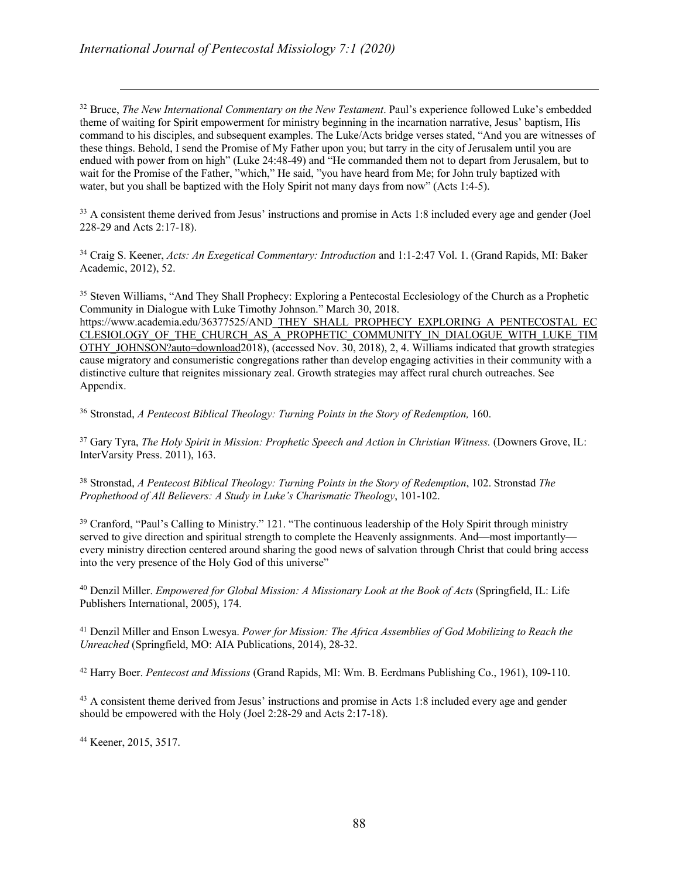[32] Bruce, *The New International Commentary on the New Testament*. Paul's experience followed Luke's embedded theme of waiting for Spirit empowerment for ministry beginning in the incarnation narrative, Jesus' baptism, His command to his disciples, and subsequent examples. The Luke/Acts bridge verses stated, "And you are witnesses of these things. Behold, I send the Promise of My Father upon you; but tarry in the city of Jerusalem until you are endued with power from on high" (Luke 24:48-49) and "He commanded them not to depart from Jerusalem, but to wait for the Promise of the Father, "which," He said, "you have heard from Me; for John truly baptized with water, but you shall be baptized with the Holy Spirit not many days from now" (Acts 1:4-5).

[33] A consistent theme derived from Jesus' instructions and promise in Acts 1:8 included every age and gender (Joel 228-29 and Acts 2:17-18).

[34] Craig S. Keener, *Acts: An Exegetical Commentary: Introduction* and 1:1-2:47 Vol. 1. (Grand Rapids, MI: Baker Academic, 2012), 52.

[35] Steven Williams, "And They Shall Prophecy: Exploring a Pentecostal Ecclesiology of the Church as a Prophetic Community in Dialogue with Luke Timothy Johnson." March 30, 2018. https://www.academia.edu/36377525/AND_THEY_SHALL_PROPHECY_EXPLORING_A_PENTECOSTAL_ECCLESIOLOGY_OF_THE_CHURCH_AS_A_PROPHETIC_COMMUNITY_IN_DIALOGUE_WITH_LUKE_TIMOTHY_JOHNSON?auto=download2018), (accessed Nov. 30, 2018), 2, 4. Williams indicated that growth strategies cause migratory and consumeristic congregations rather than develop engaging activities in their community with a distinctive culture that reignites missionary zeal. Growth strategies may affect rural church outreaches. See Appendix.

[36] Stronstad, *A Pentecost Biblical Theology: Turning Points in the Story of Redemption,* 160.

[37] Gary Tyra, *The Holy Spirit in Mission: Prophetic Speech and Action in Christian Witness.* (Downers Grove, IL: InterVarsity Press. 2011), 163.

[38] Stronstad, *A Pentecost Biblical Theology: Turning Points in the Story of Redemption*, 102. Stronstad *The Prophethood of All Believers: A Study in Luke's Charismatic Theology*, 101-102.

[39] Cranford, "Paul's Calling to Ministry." 121. "The continuous leadership of the Holy Spirit through ministry served to give direction and spiritual strength to complete the Heavenly assignments. And—most importantly—every ministry direction centered around sharing the good news of salvation through Christ that could bring access into the very presence of the Holy God of this universe"

[40] Denzil Miller. *Empowered for Global Mission: A Missionary Look at the Book of Acts* (Springfield, IL: Life Publishers International, 2005), 174.

[41] Denzil Miller and Enson Lwesya. *Power for Mission: The Africa Assemblies of God Mobilizing to Reach the Unreached* (Springfield, MO: AIA Publications, 2014), 28-32.

[42] Harry Boer. *Pentecost and Missions* (Grand Rapids, MI: Wm. B. Eerdmans Publishing Co., 1961), 109-110.

[43] A consistent theme derived from Jesus' instructions and promise in Acts 1:8 included every age and gender should be empowered with the Holy (Joel 2:28-29 and Acts 2:17-18).

[44] Keener, 2015, 3517.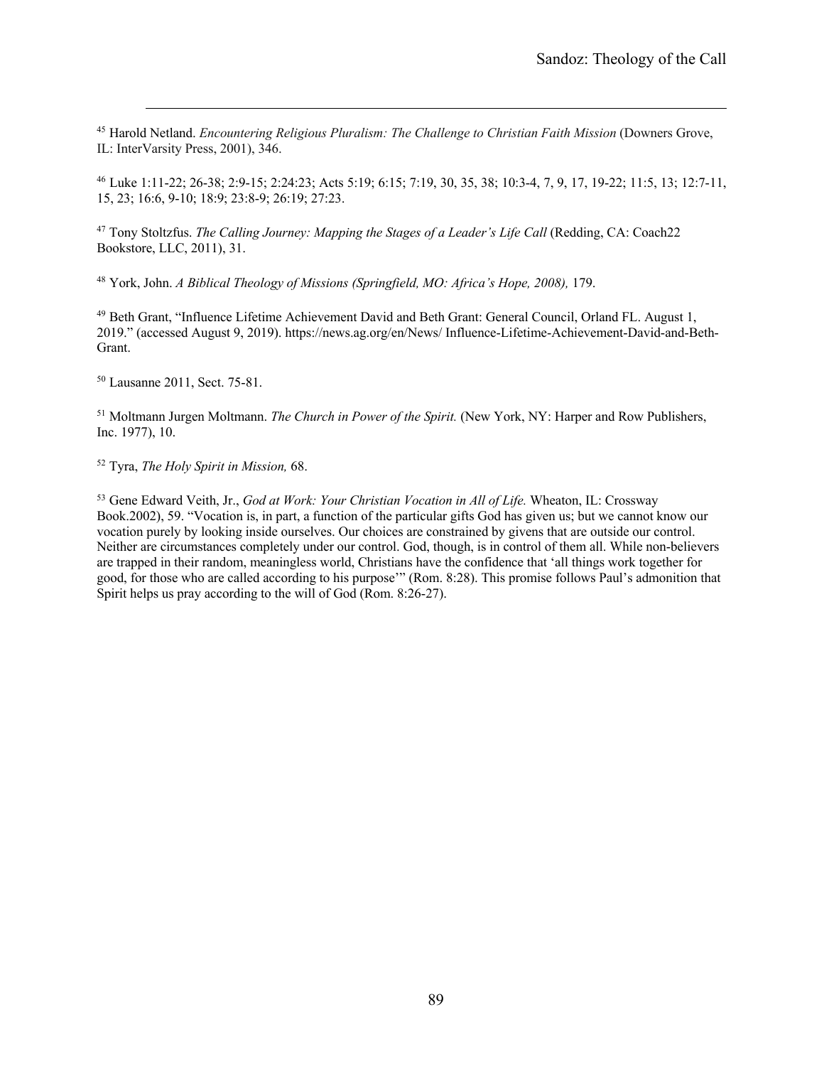[45] Harold Netland. *Encountering Religious Pluralism: The Challenge to Christian Faith Mission* (Downers Grove, IL: InterVarsity Press, 2001), 346.

[46] Luke 1:11-22; 26-38; 2:9-15; 2:24:23; Acts 5:19; 6:15; 7:19, 30, 35, 38; 10:3-4, 7, 9, 17, 19-22; 11:5, 13; 12:7-11, 15, 23; 16:6, 9-10; 18:9; 23:8-9; 26:19; 27:23.

[47] Tony Stoltzfus. *The Calling Journey: Mapping the Stages of a Leader's Life Call* (Redding, CA: Coach22 Bookstore, LLC, 2011), 31.

[48] York, John. *A Biblical Theology of Missions (Springfield, MO: Africa's Hope, 2008),* 179.

[49] Beth Grant, "Influence Lifetime Achievement David and Beth Grant: General Council, Orland FL. August 1, 2019." (accessed August 9, 2019). https://news.ag.org/en/News/ Influence-Lifetime-Achievement-David-and-Beth-Grant.

[50] Lausanne 2011, Sect. 75-81.

[51] Moltmann Jurgen Moltmann. *The Church in Power of the Spirit.* (New York, NY: Harper and Row Publishers, Inc. 1977), 10.

[52] Tyra, *The Holy Spirit in Mission,* 68.

[53] Gene Edward Veith, Jr., *God at Work: Your Christian Vocation in All of Life.* Wheaton, IL: Crossway Book.2002), 59. "Vocation is, in part, a function of the particular gifts God has given us; but we cannot know our vocation purely by looking inside ourselves. Our choices are constrained by givens that are outside our control. Neither are circumstances completely under our control. God, though, is in control of them all. While non-believers are trapped in their random, meaningless world, Christians have the confidence that 'all things work together for good, for those who are called according to his purpose'" (Rom. 8:28). This promise follows Paul's admonition that Spirit helps us pray according to the will of God (Rom. 8:26-27).